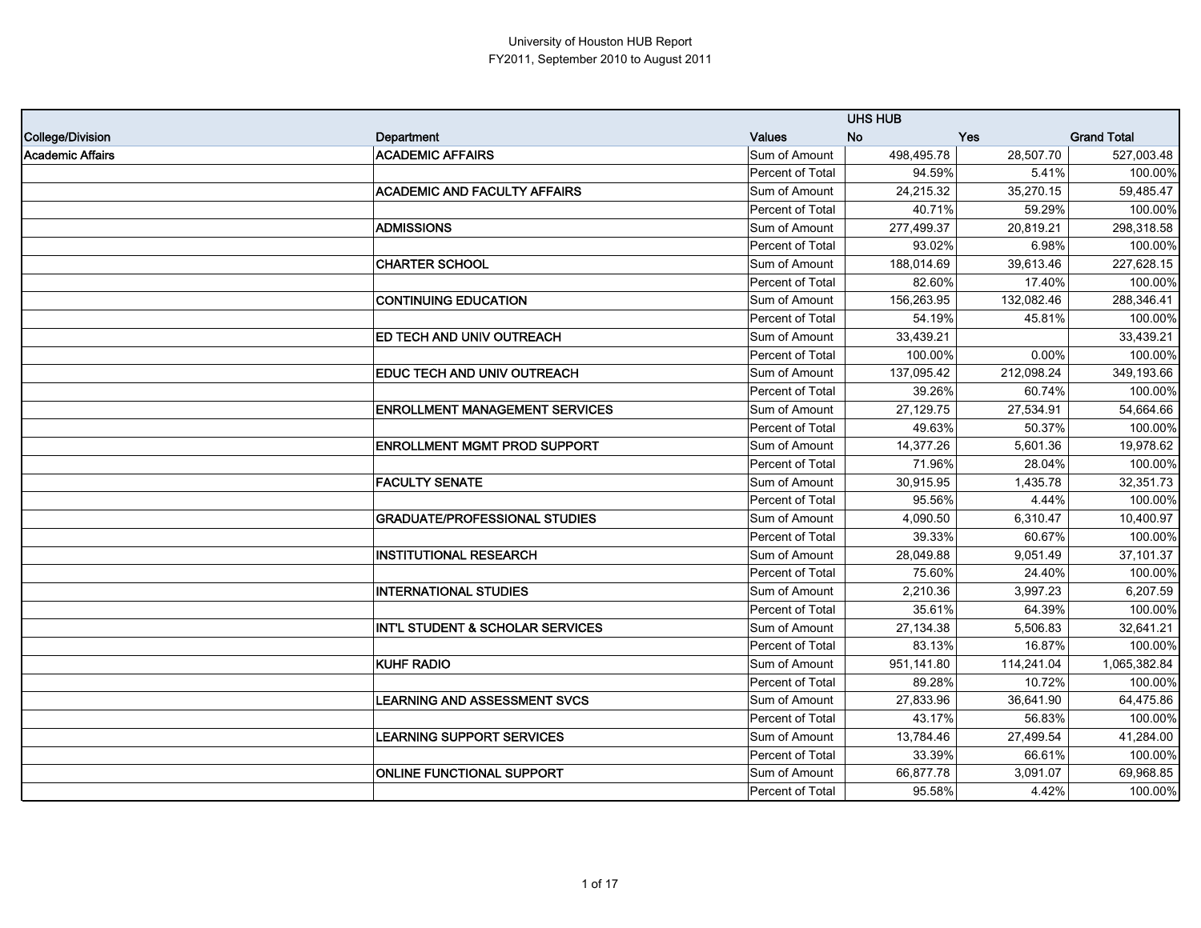# University of Houston HUB Report

## FY2011, September 2010 to August 2011

| | | | UHS HUB | | |
|---|---|---|---|---|---|
| **College/Division** | **Department** | **Values** | **No** | **Yes** | **Grand Total** |
| **Academic Affairs** | **ACADEMIC AFFAIRS** | Sum of Amount | 498,495.78 | 28,507.70 | 527,003.48 |
| | | Percent of Total | 94.59% | 5.41% | 100.00% |
| | **ACADEMIC AND FACULTY AFFAIRS** | Sum of Amount | 24,215.32 | 35,270.15 | 59,485.47 |
| | | Percent of Total | 40.71% | 59.29% | 100.00% |
| | **ADMISSIONS** | Sum of Amount | 277,499.37 | 20,819.21 | 298,318.58 |
| | | Percent of Total | 93.02% | 6.98% | 100.00% |
| | **CHARTER SCHOOL** | Sum of Amount | 188,014.69 | 39,613.46 | 227,628.15 |
| | | Percent of Total | 82.60% | 17.40% | 100.00% |
| | **CONTINUING EDUCATION** | Sum of Amount | 156,263.95 | 132,082.46 | 288,346.41 |
| | | Percent of Total | 54.19% | 45.81% | 100.00% |
| | **ED TECH AND UNIV OUTREACH** | Sum of Amount | 33,439.21 | | 33,439.21 |
| | | Percent of Total | 100.00% | 0.00% | 100.00% |
| | **EDUC TECH AND UNIV OUTREACH** | Sum of Amount | 137,095.42 | 212,098.24 | 349,193.66 |
| | | Percent of Total | 39.26% | 60.74% | 100.00% |
| | **ENROLLMENT MANAGEMENT SERVICES** | Sum of Amount | 27,129.75 | 27,534.91 | 54,664.66 |
| | | Percent of Total | 49.63% | 50.37% | 100.00% |
| | **ENROLLMENT MGMT PROD SUPPORT** | Sum of Amount | 14,377.26 | 5,601.36 | 19,978.62 |
| | | Percent of Total | 71.96% | 28.04% | 100.00% |
| | **FACULTY SENATE** | Sum of Amount | 30,915.95 | 1,435.78 | 32,351.73 |
| | | Percent of Total | 95.56% | 4.44% | 100.00% |
| | **GRADUATE/PROFESSIONAL STUDIES** | Sum of Amount | 4,090.50 | 6,310.47 | 10,400.97 |
| | | Percent of Total | 39.33% | 60.67% | 100.00% |
| | **INSTITUTIONAL RESEARCH** | Sum of Amount | 28,049.88 | 9,051.49 | 37,101.37 |
| | | Percent of Total | 75.60% | 24.40% | 100.00% |
| | **INTERNATIONAL STUDIES** | Sum of Amount | 2,210.36 | 3,997.23 | 6,207.59 |
| | | Percent of Total | 35.61% | 64.39% | 100.00% |
| | **INT'L STUDENT & SCHOLAR SERVICES** | Sum of Amount | 27,134.38 | 5,506.83 | 32,641.21 |
| | | Percent of Total | 83.13% | 16.87% | 100.00% |
| | **KUHF RADIO** | Sum of Amount | 951,141.80 | 114,241.04 | 1,065,382.84 |
| | | Percent of Total | 89.28% | 10.72% | 100.00% |
| | **LEARNING AND ASSESSMENT SVCS** | Sum of Amount | 27,833.96 | 36,641.90 | 64,475.86 |
| | | Percent of Total | 43.17% | 56.83% | 100.00% |
| | **LEARNING SUPPORT SERVICES** | Sum of Amount | 13,784.46 | 27,499.54 | 41,284.00 |
| | | Percent of Total | 33.39% | 66.61% | 100.00% |
| | **ONLINE FUNCTIONAL SUPPORT** | Sum of Amount | 66,877.78 | 3,091.07 | 69,968.85 |
| | | Percent of Total | 95.58% | 4.42% | 100.00% |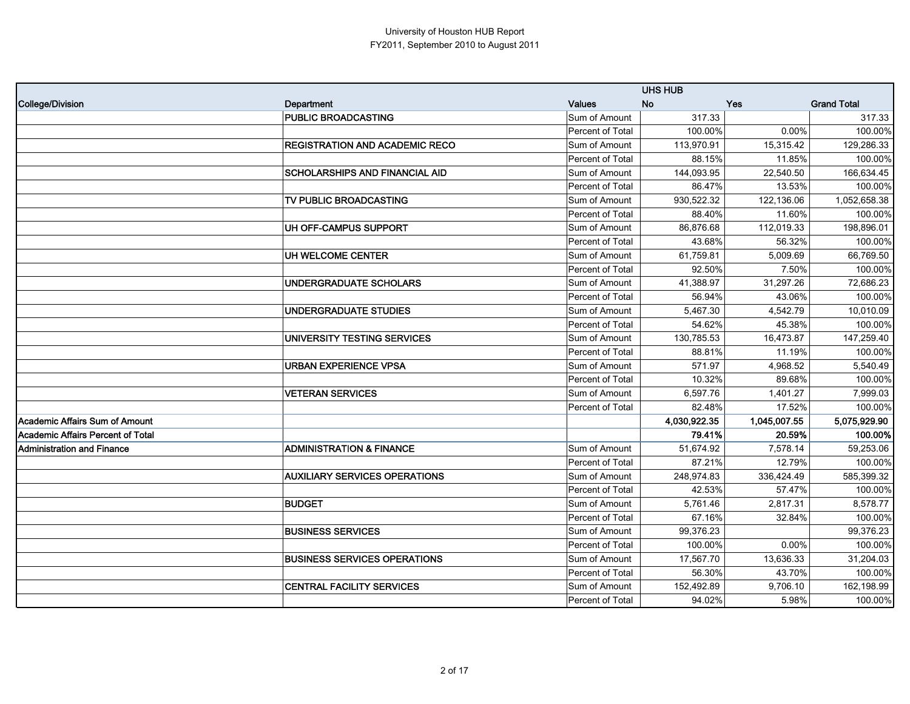University of Houston HUB Report
FY2011, September 2010 to August 2011

| College/Division | Department | Values | UHS HUB No | Yes | Grand Total |
|---|---|---|---|---|---|
| | PUBLIC BROADCASTING | Sum of Amount | 317.33 | | 317.33 |
| | | Percent of Total | 100.00% | 0.00% | 100.00% |
| | REGISTRATION AND ACADEMIC RECO | Sum of Amount | 113,970.91 | 15,315.42 | 129,286.33 |
| | | Percent of Total | 88.15% | 11.85% | 100.00% |
| | SCHOLARSHIPS AND FINANCIAL AID | Sum of Amount | 144,093.95 | 22,540.50 | 166,634.45 |
| | | Percent of Total | 86.47% | 13.53% | 100.00% |
| | TV PUBLIC BROADCASTING | Sum of Amount | 930,522.32 | 122,136.06 | 1,052,658.38 |
| | | Percent of Total | 88.40% | 11.60% | 100.00% |
| | UH OFF-CAMPUS SUPPORT | Sum of Amount | 86,876.68 | 112,019.33 | 198,896.01 |
| | | Percent of Total | 43.68% | 56.32% | 100.00% |
| | UH WELCOME CENTER | Sum of Amount | 61,759.81 | 5,009.69 | 66,769.50 |
| | | Percent of Total | 92.50% | 7.50% | 100.00% |
| | UNDERGRADUATE SCHOLARS | Sum of Amount | 41,388.97 | 31,297.26 | 72,686.23 |
| | | Percent of Total | 56.94% | 43.06% | 100.00% |
| | UNDERGRADUATE STUDIES | Sum of Amount | 5,467.30 | 4,542.79 | 10,010.09 |
| | | Percent of Total | 54.62% | 45.38% | 100.00% |
| | UNIVERSITY TESTING SERVICES | Sum of Amount | 130,785.53 | 16,473.87 | 147,259.40 |
| | | Percent of Total | 88.81% | 11.19% | 100.00% |
| | URBAN EXPERIENCE VPSA | Sum of Amount | 571.97 | 4,968.52 | 5,540.49 |
| | | Percent of Total | 10.32% | 89.68% | 100.00% |
| | VETERAN SERVICES | Sum of Amount | 6,597.76 | 1,401.27 | 7,999.03 |
| | | Percent of Total | 82.48% | 17.52% | 100.00% |
| **Academic Affairs Sum of Amount** | | | **4,030,922.35** | **1,045,007.55** | **5,075,929.90** |
| **Academic Affairs Percent of Total** | | | **79.41%** | **20.59%** | **100.00%** |
| Administration and Finance | ADMINISTRATION & FINANCE | Sum of Amount | 51,674.92 | 7,578.14 | 59,253.06 |
| | | Percent of Total | 87.21% | 12.79% | 100.00% |
| | AUXILIARY SERVICES OPERATIONS | Sum of Amount | 248,974.83 | 336,424.49 | 585,399.32 |
| | | Percent of Total | 42.53% | 57.47% | 100.00% |
| | BUDGET | Sum of Amount | 5,761.46 | 2,817.31 | 8,578.77 |
| | | Percent of Total | 67.16% | 32.84% | 100.00% |
| | BUSINESS SERVICES | Sum of Amount | 99,376.23 | | 99,376.23 |
| | | Percent of Total | 100.00% | 0.00% | 100.00% |
| | BUSINESS SERVICES OPERATIONS | Sum of Amount | 17,567.70 | 13,636.33 | 31,204.03 |
| | | Percent of Total | 56.30% | 43.70% | 100.00% |
| | CENTRAL FACILITY SERVICES | Sum of Amount | 152,492.89 | 9,706.10 | 162,198.99 |
| | | Percent of Total | 94.02% | 5.98% | 100.00% |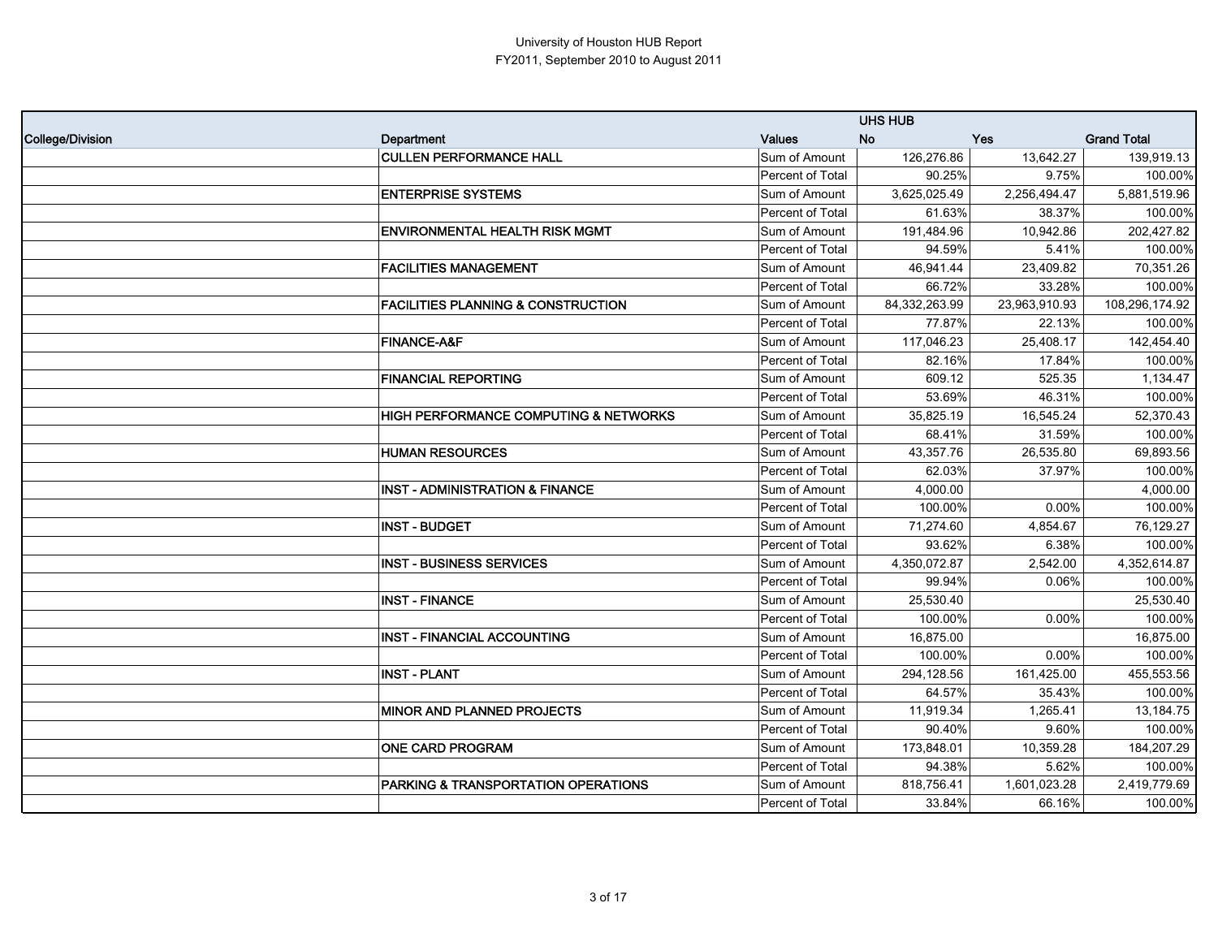University of Houston HUB Report
FY2011, September 2010 to August 2011

| | | | UHS HUB | | |
|---|---|---|---|---|---|
| College/Division | Department | Values | No | Yes | Grand Total |
| | CULLEN PERFORMANCE HALL | Sum of Amount | 126,276.86 | 13,642.27 | 139,919.13 |
| | | Percent of Total | 90.25% | 9.75% | 100.00% |
| | ENTERPRISE SYSTEMS | Sum of Amount | 3,625,025.49 | 2,256,494.47 | 5,881,519.96 |
| | | Percent of Total | 61.63% | 38.37% | 100.00% |
| | ENVIRONMENTAL HEALTH RISK MGMT | Sum of Amount | 191,484.96 | 10,942.86 | 202,427.82 |
| | | Percent of Total | 94.59% | 5.41% | 100.00% |
| | FACILITIES MANAGEMENT | Sum of Amount | 46,941.44 | 23,409.82 | 70,351.26 |
| | | Percent of Total | 66.72% | 33.28% | 100.00% |
| | FACILITIES PLANNING & CONSTRUCTION | Sum of Amount | 84,332,263.99 | 23,963,910.93 | 108,296,174.92 |
| | | Percent of Total | 77.87% | 22.13% | 100.00% |
| | FINANCE-A&F | Sum of Amount | 117,046.23 | 25,408.17 | 142,454.40 |
| | | Percent of Total | 82.16% | 17.84% | 100.00% |
| | FINANCIAL REPORTING | Sum of Amount | 609.12 | 525.35 | 1,134.47 |
| | | Percent of Total | 53.69% | 46.31% | 100.00% |
| | HIGH PERFORMANCE COMPUTING & NETWORKS | Sum of Amount | 35,825.19 | 16,545.24 | 52,370.43 |
| | | Percent of Total | 68.41% | 31.59% | 100.00% |
| | HUMAN RESOURCES | Sum of Amount | 43,357.76 | 26,535.80 | 69,893.56 |
| | | Percent of Total | 62.03% | 37.97% | 100.00% |
| | INST - ADMINISTRATION & FINANCE | Sum of Amount | 4,000.00 | | 4,000.00 |
| | | Percent of Total | 100.00% | 0.00% | 100.00% |
| | INST - BUDGET | Sum of Amount | 71,274.60 | 4,854.67 | 76,129.27 |
| | | Percent of Total | 93.62% | 6.38% | 100.00% |
| | INST - BUSINESS SERVICES | Sum of Amount | 4,350,072.87 | 2,542.00 | 4,352,614.87 |
| | | Percent of Total | 99.94% | 0.06% | 100.00% |
| | INST - FINANCE | Sum of Amount | 25,530.40 | | 25,530.40 |
| | | Percent of Total | 100.00% | 0.00% | 100.00% |
| | INST - FINANCIAL ACCOUNTING | Sum of Amount | 16,875.00 | | 16,875.00 |
| | | Percent of Total | 100.00% | 0.00% | 100.00% |
| | INST - PLANT | Sum of Amount | 294,128.56 | 161,425.00 | 455,553.56 |
| | | Percent of Total | 64.57% | 35.43% | 100.00% |
| | MINOR AND PLANNED PROJECTS | Sum of Amount | 11,919.34 | 1,265.41 | 13,184.75 |
| | | Percent of Total | 90.40% | 9.60% | 100.00% |
| | ONE CARD PROGRAM | Sum of Amount | 173,848.01 | 10,359.28 | 184,207.29 |
| | | Percent of Total | 94.38% | 5.62% | 100.00% |
| | PARKING & TRANSPORTATION OPERATIONS | Sum of Amount | 818,756.41 | 1,601,023.28 | 2,419,779.69 |
| | | Percent of Total | 33.84% | 66.16% | 100.00% |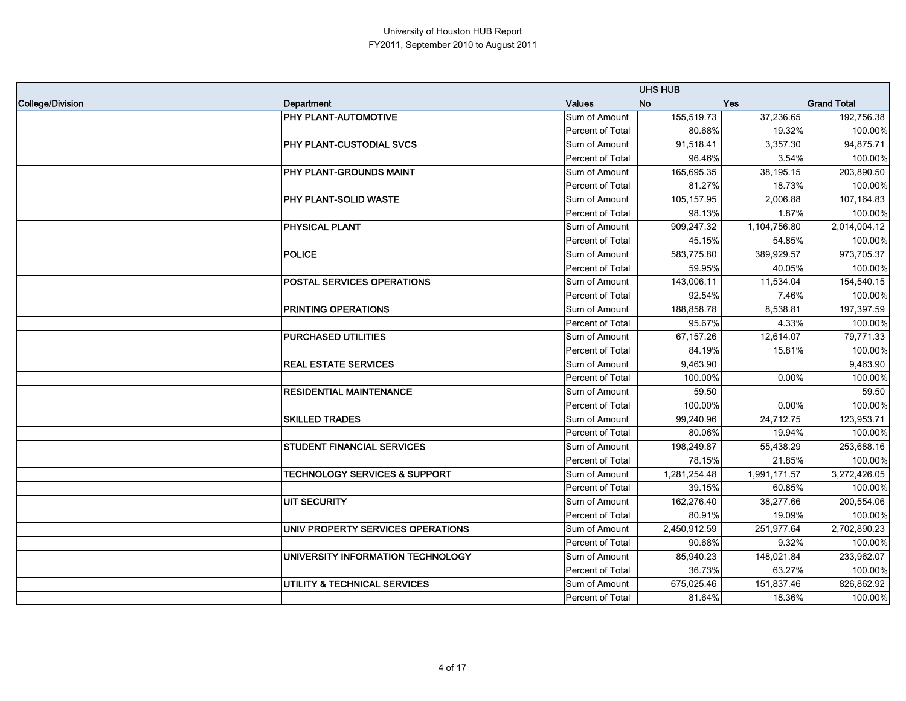University of Houston HUB Report
FY2011, September 2010 to August 2011

| | | | UHS HUB | | |
|---|---|---|---|---|---|
| College/Division | Department | Values | No | Yes | Grand Total |
| | PHY PLANT-AUTOMOTIVE | Sum of Amount | 155,519.73 | 37,236.65 | 192,756.38 |
| | | Percent of Total | 80.68% | 19.32% | 100.00% |
| | PHY PLANT-CUSTODIAL SVCS | Sum of Amount | 91,518.41 | 3,357.30 | 94,875.71 |
| | | Percent of Total | 96.46% | 3.54% | 100.00% |
| | PHY PLANT-GROUNDS MAINT | Sum of Amount | 165,695.35 | 38,195.15 | 203,890.50 |
| | | Percent of Total | 81.27% | 18.73% | 100.00% |
| | PHY PLANT-SOLID WASTE | Sum of Amount | 105,157.95 | 2,006.88 | 107,164.83 |
| | | Percent of Total | 98.13% | 1.87% | 100.00% |
| | PHYSICAL PLANT | Sum of Amount | 909,247.32 | 1,104,756.80 | 2,014,004.12 |
| | | Percent of Total | 45.15% | 54.85% | 100.00% |
| | POLICE | Sum of Amount | 583,775.80 | 389,929.57 | 973,705.37 |
| | | Percent of Total | 59.95% | 40.05% | 100.00% |
| | POSTAL SERVICES OPERATIONS | Sum of Amount | 143,006.11 | 11,534.04 | 154,540.15 |
| | | Percent of Total | 92.54% | 7.46% | 100.00% |
| | PRINTING OPERATIONS | Sum of Amount | 188,858.78 | 8,538.81 | 197,397.59 |
| | | Percent of Total | 95.67% | 4.33% | 100.00% |
| | PURCHASED UTILITIES | Sum of Amount | 67,157.26 | 12,614.07 | 79,771.33 |
| | | Percent of Total | 84.19% | 15.81% | 100.00% |
| | REAL ESTATE SERVICES | Sum of Amount | 9,463.90 | | 9,463.90 |
| | | Percent of Total | 100.00% | 0.00% | 100.00% |
| | RESIDENTIAL MAINTENANCE | Sum of Amount | 59.50 | | 59.50 |
| | | Percent of Total | 100.00% | 0.00% | 100.00% |
| | SKILLED TRADES | Sum of Amount | 99,240.96 | 24,712.75 | 123,953.71 |
| | | Percent of Total | 80.06% | 19.94% | 100.00% |
| | STUDENT FINANCIAL SERVICES | Sum of Amount | 198,249.87 | 55,438.29 | 253,688.16 |
| | | Percent of Total | 78.15% | 21.85% | 100.00% |
| | TECHNOLOGY SERVICES & SUPPORT | Sum of Amount | 1,281,254.48 | 1,991,171.57 | 3,272,426.05 |
| | | Percent of Total | 39.15% | 60.85% | 100.00% |
| | UIT SECURITY | Sum of Amount | 162,276.40 | 38,277.66 | 200,554.06 |
| | | Percent of Total | 80.91% | 19.09% | 100.00% |
| | UNIV PROPERTY SERVICES OPERATIONS | Sum of Amount | 2,450,912.59 | 251,977.64 | 2,702,890.23 |
| | | Percent of Total | 90.68% | 9.32% | 100.00% |
| | UNIVERSITY INFORMATION TECHNOLOGY | Sum of Amount | 85,940.23 | 148,021.84 | 233,962.07 |
| | | Percent of Total | 36.73% | 63.27% | 100.00% |
| | UTILITY & TECHNICAL SERVICES | Sum of Amount | 675,025.46 | 151,837.46 | 826,862.92 |
| | | Percent of Total | 81.64% | 18.36% | 100.00% |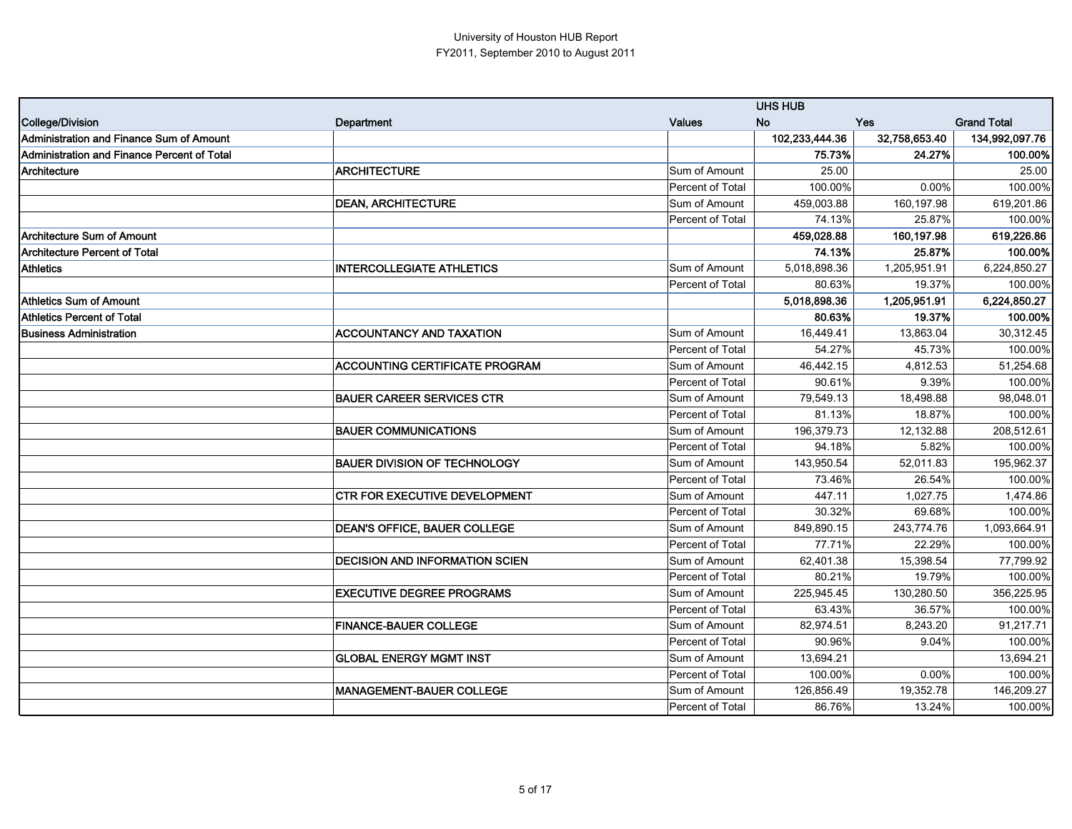University of Houston HUB Report
FY2011, September 2010 to August 2011

| | | | UHS HUB | | |
|---|---|---|---|---|---|
| **College/Division** | **Department** | **Values** | **No** | **Yes** | **Grand Total** |
| **Administration and Finance Sum of Amount** | | | **102,233,444.36** | **32,758,653.40** | **134,992,097.76** |
| **Administration and Finance Percent of Total** | | | **75.73%** | **24.27%** | **100.00%** |
| **Architecture** | **ARCHITECTURE** | Sum of Amount | 25.00 | | 25.00 |
| | | Percent of Total | 100.00% | 0.00% | 100.00% |
| | **DEAN, ARCHITECTURE** | Sum of Amount | 459,003.88 | 160,197.98 | 619,201.86 |
| | | Percent of Total | 74.13% | 25.87% | 100.00% |
| **Architecture Sum of Amount** | | | **459,028.88** | **160,197.98** | **619,226.86** |
| **Architecture Percent of Total** | | | **74.13%** | **25.87%** | **100.00%** |
| **Athletics** | **INTERCOLLEGIATE ATHLETICS** | Sum of Amount | 5,018,898.36 | 1,205,951.91 | 6,224,850.27 |
| | | Percent of Total | 80.63% | 19.37% | 100.00% |
| **Athletics Sum of Amount** | | | **5,018,898.36** | **1,205,951.91** | **6,224,850.27** |
| **Athletics Percent of Total** | | | **80.63%** | **19.37%** | **100.00%** |
| **Business Administration** | **ACCOUNTANCY AND TAXATION** | Sum of Amount | 16,449.41 | 13,863.04 | 30,312.45 |
| | | Percent of Total | 54.27% | 45.73% | 100.00% |
| | **ACCOUNTING CERTIFICATE PROGRAM** | Sum of Amount | 46,442.15 | 4,812.53 | 51,254.68 |
| | | Percent of Total | 90.61% | 9.39% | 100.00% |
| | **BAUER CAREER SERVICES CTR** | Sum of Amount | 79,549.13 | 18,498.88 | 98,048.01 |
| | | Percent of Total | 81.13% | 18.87% | 100.00% |
| | **BAUER COMMUNICATIONS** | Sum of Amount | 196,379.73 | 12,132.88 | 208,512.61 |
| | | Percent of Total | 94.18% | 5.82% | 100.00% |
| | **BAUER DIVISION OF TECHNOLOGY** | Sum of Amount | 143,950.54 | 52,011.83 | 195,962.37 |
| | | Percent of Total | 73.46% | 26.54% | 100.00% |
| | **CTR FOR EXECUTIVE DEVELOPMENT** | Sum of Amount | 447.11 | 1,027.75 | 1,474.86 |
| | | Percent of Total | 30.32% | 69.68% | 100.00% |
| | **DEAN'S OFFICE, BAUER COLLEGE** | Sum of Amount | 849,890.15 | 243,774.76 | 1,093,664.91 |
| | | Percent of Total | 77.71% | 22.29% | 100.00% |
| | **DECISION AND INFORMATION SCIEN** | Sum of Amount | 62,401.38 | 15,398.54 | 77,799.92 |
| | | Percent of Total | 80.21% | 19.79% | 100.00% |
| | **EXECUTIVE DEGREE PROGRAMS** | Sum of Amount | 225,945.45 | 130,280.50 | 356,225.95 |
| | | Percent of Total | 63.43% | 36.57% | 100.00% |
| | **FINANCE-BAUER COLLEGE** | Sum of Amount | 82,974.51 | 8,243.20 | 91,217.71 |
| | | Percent of Total | 90.96% | 9.04% | 100.00% |
| | **GLOBAL ENERGY MGMT INST** | Sum of Amount | 13,694.21 | | 13,694.21 |
| | | Percent of Total | 100.00% | 0.00% | 100.00% |
| | **MANAGEMENT-BAUER COLLEGE** | Sum of Amount | 126,856.49 | 19,352.78 | 146,209.27 |
| | | Percent of Total | 86.76% | 13.24% | 100.00% |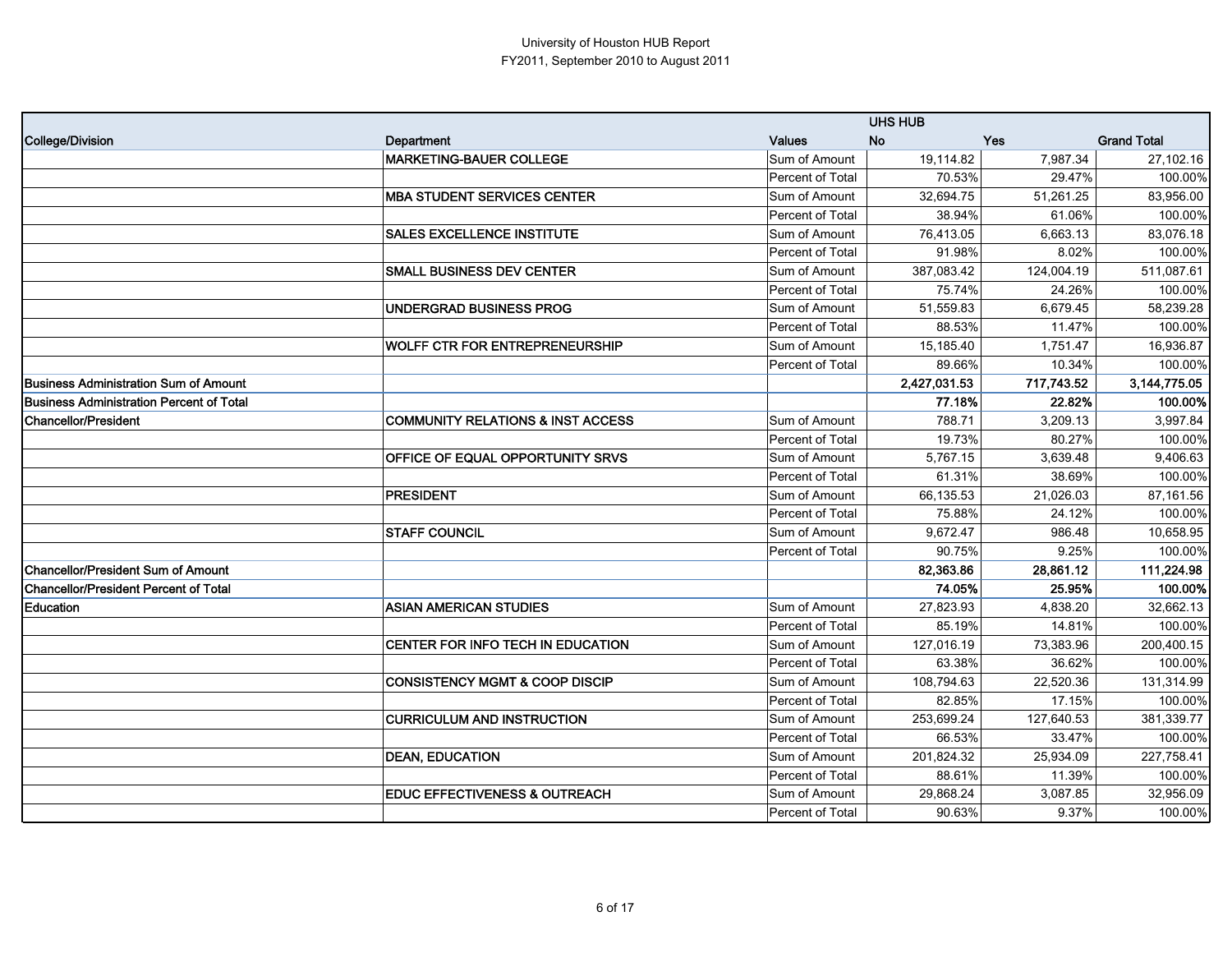| | | | UHS HUB | | |
|---|---|---|---|---|---|
| College/Division | Department | Values | No | Yes | Grand Total |
| | MARKETING-BAUER COLLEGE | Sum of Amount | 19,114.82 | 7,987.34 | 27,102.16 |
| | | Percent of Total | 70.53% | 29.47% | 100.00% |
| | MBA STUDENT SERVICES CENTER | Sum of Amount | 32,694.75 | 51,261.25 | 83,956.00 |
| | | Percent of Total | 38.94% | 61.06% | 100.00% |
| | SALES EXCELLENCE INSTITUTE | Sum of Amount | 76,413.05 | 6,663.13 | 83,076.18 |
| | | Percent of Total | 91.98% | 8.02% | 100.00% |
| | SMALL BUSINESS DEV CENTER | Sum of Amount | 387,083.42 | 124,004.19 | 511,087.61 |
| | | Percent of Total | 75.74% | 24.26% | 100.00% |
| | UNDERGRAD BUSINESS PROG | Sum of Amount | 51,559.83 | 6,679.45 | 58,239.28 |
| | | Percent of Total | 88.53% | 11.47% | 100.00% |
| | WOLFF CTR FOR ENTREPRENEURSHIP | Sum of Amount | 15,185.40 | 1,751.47 | 16,936.87 |
| | | Percent of Total | 89.66% | 10.34% | 100.00% |
| Business Administration Sum of Amount | | | **2,427,031.53** | **717,743.52** | **3,144,775.05** |
| Business Administration Percent of Total | | | **77.18%** | **22.82%** | **100.00%** |
| Chancellor/President | COMMUNITY RELATIONS & INST ACCESS | Sum of Amount | 788.71 | 3,209.13 | 3,997.84 |
| | | Percent of Total | 19.73% | 80.27% | 100.00% |
| | OFFICE OF EQUAL OPPORTUNITY SRVS | Sum of Amount | 5,767.15 | 3,639.48 | 9,406.63 |
| | | Percent of Total | 61.31% | 38.69% | 100.00% |
| | PRESIDENT | Sum of Amount | 66,135.53 | 21,026.03 | 87,161.56 |
| | | Percent of Total | 75.88% | 24.12% | 100.00% |
| | STAFF COUNCIL | Sum of Amount | 9,672.47 | 986.48 | 10,658.95 |
| | | Percent of Total | 90.75% | 9.25% | 100.00% |
| Chancellor/President Sum of Amount | | | **82,363.86** | **28,861.12** | **111,224.98** |
| Chancellor/President Percent of Total | | | **74.05%** | **25.95%** | **100.00%** |
| Education | ASIAN AMERICAN STUDIES | Sum of Amount | 27,823.93 | 4,838.20 | 32,662.13 |
| | | Percent of Total | 85.19% | 14.81% | 100.00% |
| | CENTER FOR INFO TECH IN EDUCATION | Sum of Amount | 127,016.19 | 73,383.96 | 200,400.15 |
| | | Percent of Total | 63.38% | 36.62% | 100.00% |
| | CONSISTENCY MGMT & COOP DISCIP | Sum of Amount | 108,794.63 | 22,520.36 | 131,314.99 |
| | | Percent of Total | 82.85% | 17.15% | 100.00% |
| | CURRICULUM AND INSTRUCTION | Sum of Amount | 253,699.24 | 127,640.53 | 381,339.77 |
| | | Percent of Total | 66.53% | 33.47% | 100.00% |
| | DEAN, EDUCATION | Sum of Amount | 201,824.32 | 25,934.09 | 227,758.41 |
| | | Percent of Total | 88.61% | 11.39% | 100.00% |
| | EDUC EFFECTIVENESS & OUTREACH | Sum of Amount | 29,868.24 | 3,087.85 | 32,956.09 |
| | | Percent of Total | 90.63% | 9.37% | 100.00% |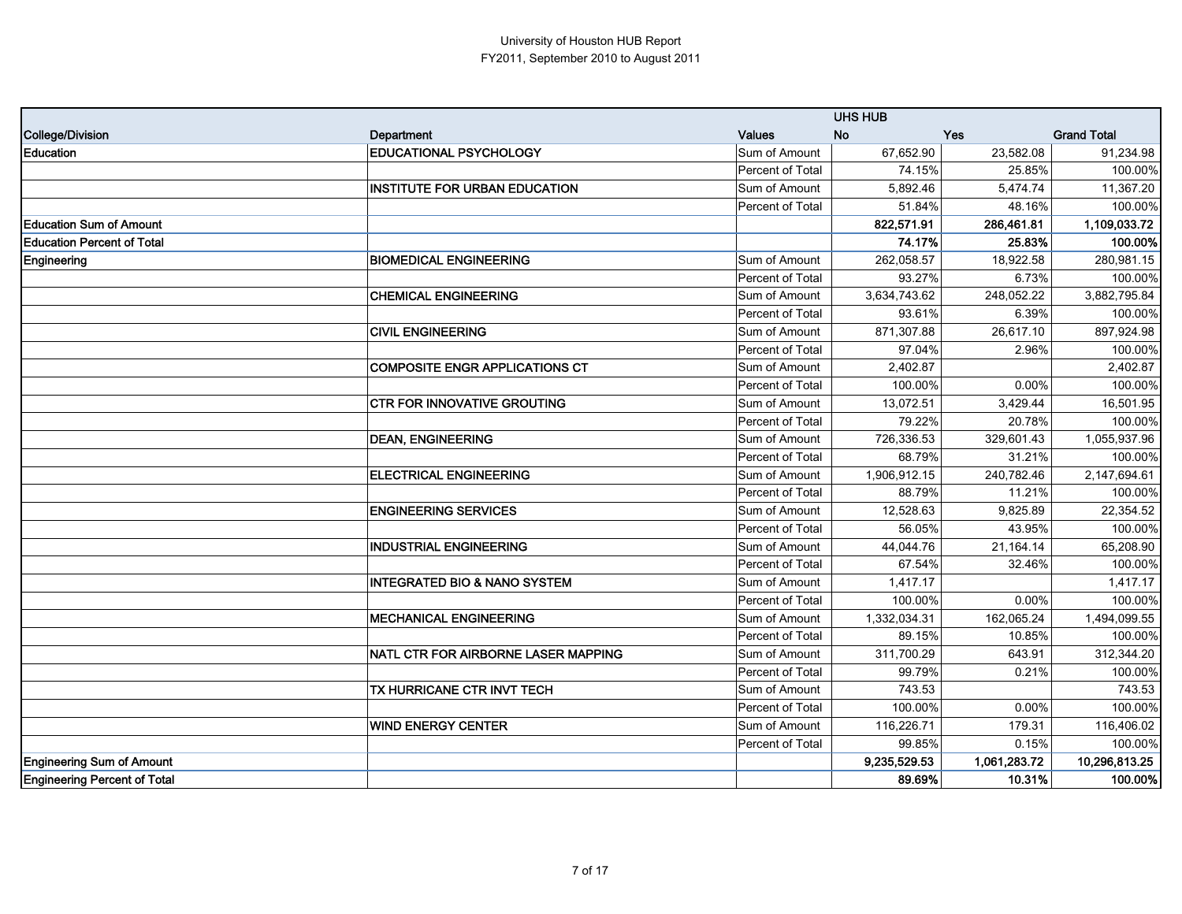University of Houston HUB Report
FY2011, September 2010 to August 2011

| | | | UHS HUB | | |
|---|---|---|---|---|---|
| College/Division | Department | Values | No | Yes | Grand Total |
| Education | EDUCATIONAL PSYCHOLOGY | Sum of Amount | 67,652.90 | 23,582.08 | 91,234.98 |
| | | Percent of Total | 74.15% | 25.85% | 100.00% |
| | INSTITUTE FOR URBAN EDUCATION | Sum of Amount | 5,892.46 | 5,474.74 | 11,367.20 |
| | | Percent of Total | 51.84% | 48.16% | 100.00% |
| **Education Sum of Amount** | | | **822,571.91** | **286,461.81** | **1,109,033.72** |
| **Education Percent of Total** | | | **74.17%** | **25.83%** | **100.00%** |
| Engineering | BIOMEDICAL ENGINEERING | Sum of Amount | 262,058.57 | 18,922.58 | 280,981.15 |
| | | Percent of Total | 93.27% | 6.73% | 100.00% |
| | CHEMICAL ENGINEERING | Sum of Amount | 3,634,743.62 | 248,052.22 | 3,882,795.84 |
| | | Percent of Total | 93.61% | 6.39% | 100.00% |
| | CIVIL ENGINEERING | Sum of Amount | 871,307.88 | 26,617.10 | 897,924.98 |
| | | Percent of Total | 97.04% | 2.96% | 100.00% |
| | COMPOSITE ENGR APPLICATIONS CT | Sum of Amount | 2,402.87 | | 2,402.87 |
| | | Percent of Total | 100.00% | 0.00% | 100.00% |
| | CTR FOR INNOVATIVE GROUTING | Sum of Amount | 13,072.51 | 3,429.44 | 16,501.95 |
| | | Percent of Total | 79.22% | 20.78% | 100.00% |
| | DEAN, ENGINEERING | Sum of Amount | 726,336.53 | 329,601.43 | 1,055,937.96 |
| | | Percent of Total | 68.79% | 31.21% | 100.00% |
| | ELECTRICAL ENGINEERING | Sum of Amount | 1,906,912.15 | 240,782.46 | 2,147,694.61 |
| | | Percent of Total | 88.79% | 11.21% | 100.00% |
| | ENGINEERING SERVICES | Sum of Amount | 12,528.63 | 9,825.89 | 22,354.52 |
| | | Percent of Total | 56.05% | 43.95% | 100.00% |
| | INDUSTRIAL ENGINEERING | Sum of Amount | 44,044.76 | 21,164.14 | 65,208.90 |
| | | Percent of Total | 67.54% | 32.46% | 100.00% |
| | INTEGRATED BIO & NANO SYSTEM | Sum of Amount | 1,417.17 | | 1,417.17 |
| | | Percent of Total | 100.00% | 0.00% | 100.00% |
| | MECHANICAL ENGINEERING | Sum of Amount | 1,332,034.31 | 162,065.24 | 1,494,099.55 |
| | | Percent of Total | 89.15% | 10.85% | 100.00% |
| | NATL CTR FOR AIRBORNE LASER MAPPING | Sum of Amount | 311,700.29 | 643.91 | 312,344.20 |
| | | Percent of Total | 99.79% | 0.21% | 100.00% |
| | TX HURRICANE CTR INVT TECH | Sum of Amount | 743.53 | | 743.53 |
| | | Percent of Total | 100.00% | 0.00% | 100.00% |
| | WIND ENERGY CENTER | Sum of Amount | 116,226.71 | 179.31 | 116,406.02 |
| | | Percent of Total | 99.85% | 0.15% | 100.00% |
| **Engineering Sum of Amount** | | | **9,235,529.53** | **1,061,283.72** | **10,296,813.25** |
| **Engineering Percent of Total** | | | **89.69%** | **10.31%** | **100.00%** |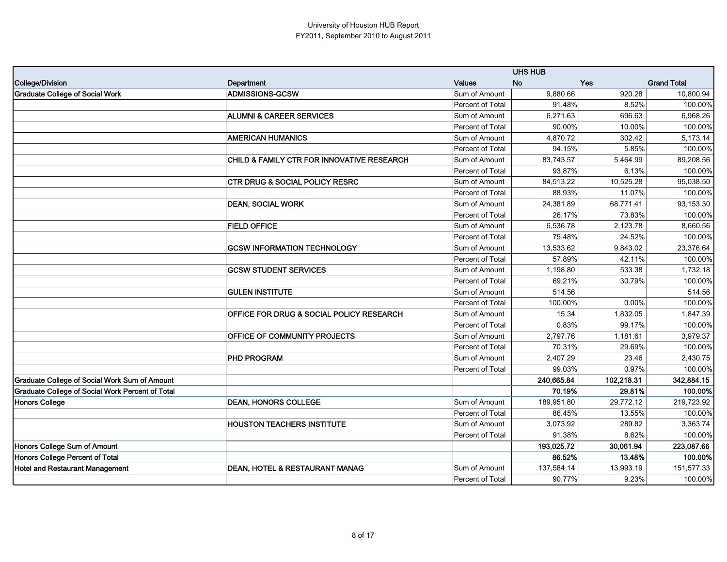University of Houston HUB Report
FY2011, September 2010 to August 2011

| | | | UHS HUB | | |
|---|---|---|---|---|---|
| **College/Division** | **Department** | **Values** | **No** | **Yes** | **Grand Total** |
| **Graduate College of Social Work** | **ADMISSIONS-GCSW** | Sum of Amount | 9,880.66 | 920.28 | 10,800.94 |
| | | Percent of Total | 91.48% | 8.52% | 100.00% |
| | **ALUMNI & CAREER SERVICES** | Sum of Amount | 6,271.63 | 696.63 | 6,968.26 |
| | | Percent of Total | 90.00% | 10.00% | 100.00% |
| | **AMERICAN HUMANICS** | Sum of Amount | 4,870.72 | 302.42 | 5,173.14 |
| | | Percent of Total | 94.15% | 5.85% | 100.00% |
| | **CHILD & FAMILY CTR FOR INNOVATIVE RESEARCH** | Sum of Amount | 83,743.57 | 5,464.99 | 89,208.56 |
| | | Percent of Total | 93.87% | 6.13% | 100.00% |
| | **CTR DRUG & SOCIAL POLICY RESRC** | Sum of Amount | 84,513.22 | 10,525.28 | 95,038.50 |
| | | Percent of Total | 88.93% | 11.07% | 100.00% |
| | **DEAN, SOCIAL WORK** | Sum of Amount | 24,381.89 | 68,771.41 | 93,153.30 |
| | | Percent of Total | 26.17% | 73.83% | 100.00% |
| | **FIELD OFFICE** | Sum of Amount | 6,536.78 | 2,123.78 | 8,660.56 |
| | | Percent of Total | 75.48% | 24.52% | 100.00% |
| | **GCSW INFORMATION TECHNOLOGY** | Sum of Amount | 13,533.62 | 9,843.02 | 23,376.64 |
| | | Percent of Total | 57.89% | 42.11% | 100.00% |
| | **GCSW STUDENT SERVICES** | Sum of Amount | 1,198.80 | 533.38 | 1,732.18 |
| | | Percent of Total | 69.21% | 30.79% | 100.00% |
| | **GULEN INSTITUTE** | Sum of Amount | 514.56 | | 514.56 |
| | | Percent of Total | 100.00% | 0.00% | 100.00% |
| | **OFFICE FOR DRUG & SOCIAL POLICY RESEARCH** | Sum of Amount | 15.34 | 1,832.05 | 1,847.39 |
| | | Percent of Total | 0.83% | 99.17% | 100.00% |
| | **OFFICE OF COMMUNITY PROJECTS** | Sum of Amount | 2,797.76 | 1,181.61 | 3,979.37 |
| | | Percent of Total | 70.31% | 29.69% | 100.00% |
| | **PHD PROGRAM** | Sum of Amount | 2,407.29 | 23.46 | 2,430.75 |
| | | Percent of Total | 99.03% | 0.97% | 100.00% |
| **Graduate College of Social Work Sum of Amount** | | | **240,665.84** | **102,218.31** | **342,884.15** |
| **Graduate College of Social Work Percent of Total** | | | **70.19%** | **29.81%** | **100.00%** |
| **Honors College** | **DEAN, HONORS COLLEGE** | Sum of Amount | 189,951.80 | 29,772.12 | 219,723.92 |
| | | Percent of Total | 86.45% | 13.55% | 100.00% |
| | **HOUSTON TEACHERS INSTITUTE** | Sum of Amount | 3,073.92 | 289.82 | 3,363.74 |
| | | Percent of Total | 91.38% | 8.62% | 100.00% |
| **Honors College Sum of Amount** | | | **193,025.72** | **30,061.94** | **223,087.66** |
| **Honors College Percent of Total** | | | **86.52%** | **13.48%** | **100.00%** |
| **Hotel and Restaurant Management** | **DEAN, HOTEL & RESTAURANT MANAG** | Sum of Amount | 137,584.14 | 13,993.19 | 151,577.33 |
| | | Percent of Total | 90.77% | 9.23% | 100.00% |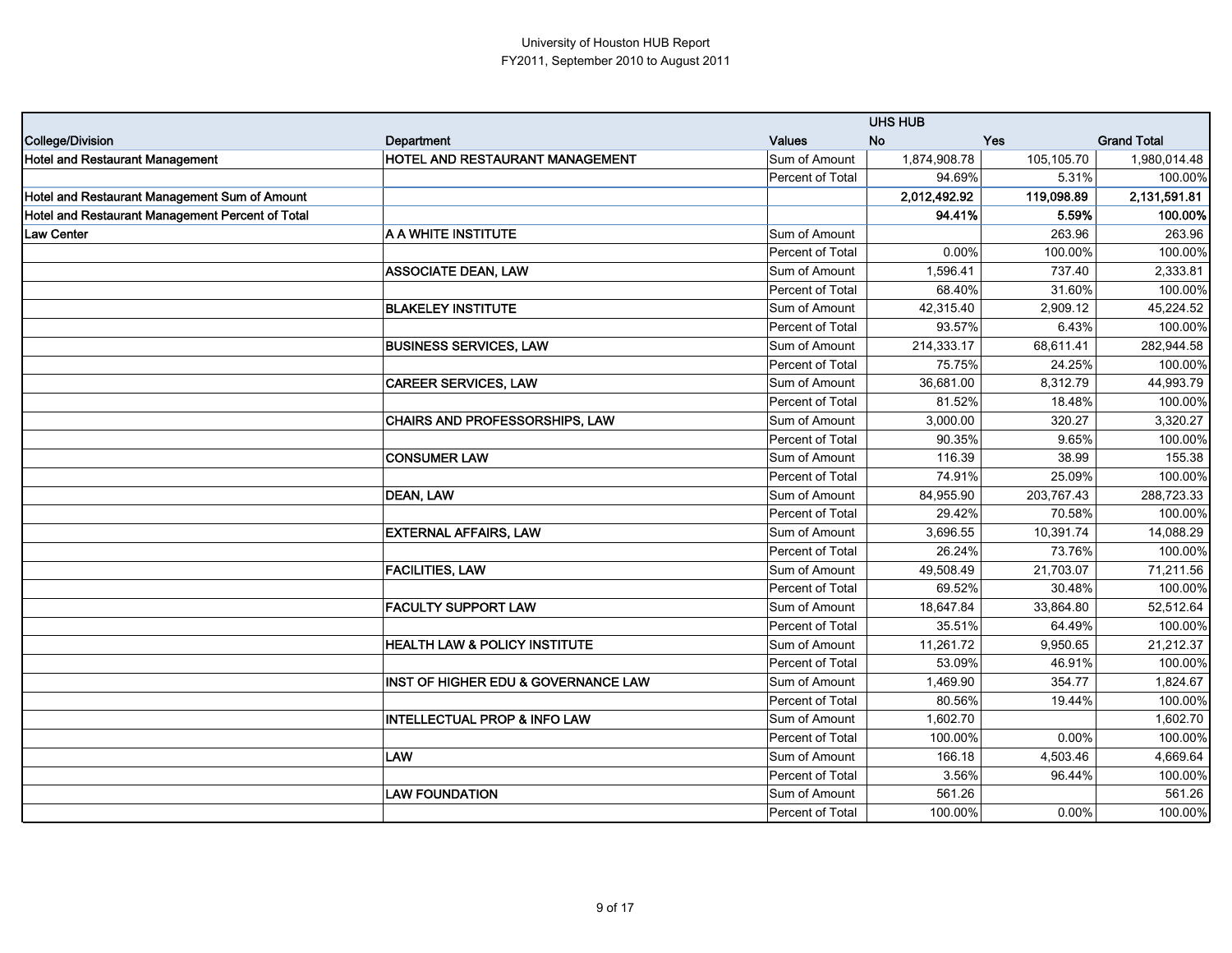University of Houston HUB Report
FY2011, September 2010 to August 2011

| | | | UHS HUB | | |
|---|---|---|---|---|---|
| **College/Division** | **Department** | **Values** | **No** | **Yes** | **Grand Total** |
| **Hotel and Restaurant Management** | **HOTEL AND RESTAURANT MANAGEMENT** | Sum of Amount | 1,874,908.78 | 105,105.70 | 1,980,014.48 |
| | | Percent of Total | 94.69% | 5.31% | 100.00% |
| **Hotel and Restaurant Management Sum of Amount** | | | **2,012,492.92** | **119,098.89** | **2,131,591.81** |
| **Hotel and Restaurant Management Percent of Total** | | | **94.41%** | **5.59%** | **100.00%** |
| **Law Center** | **A A WHITE INSTITUTE** | Sum of Amount | | 263.96 | 263.96 |
| | | Percent of Total | 0.00% | 100.00% | 100.00% |
| | **ASSOCIATE DEAN, LAW** | Sum of Amount | 1,596.41 | 737.40 | 2,333.81 |
| | | Percent of Total | 68.40% | 31.60% | 100.00% |
| | **BLAKELEY INSTITUTE** | Sum of Amount | 42,315.40 | 2,909.12 | 45,224.52 |
| | | Percent of Total | 93.57% | 6.43% | 100.00% |
| | **BUSINESS SERVICES, LAW** | Sum of Amount | 214,333.17 | 68,611.41 | 282,944.58 |
| | | Percent of Total | 75.75% | 24.25% | 100.00% |
| | **CAREER SERVICES, LAW** | Sum of Amount | 36,681.00 | 8,312.79 | 44,993.79 |
| | | Percent of Total | 81.52% | 18.48% | 100.00% |
| | **CHAIRS AND PROFESSORSHIPS, LAW** | Sum of Amount | 3,000.00 | 320.27 | 3,320.27 |
| | | Percent of Total | 90.35% | 9.65% | 100.00% |
| | **CONSUMER LAW** | Sum of Amount | 116.39 | 38.99 | 155.38 |
| | | Percent of Total | 74.91% | 25.09% | 100.00% |
| | **DEAN, LAW** | Sum of Amount | 84,955.90 | 203,767.43 | 288,723.33 |
| | | Percent of Total | 29.42% | 70.58% | 100.00% |
| | **EXTERNAL AFFAIRS, LAW** | Sum of Amount | 3,696.55 | 10,391.74 | 14,088.29 |
| | | Percent of Total | 26.24% | 73.76% | 100.00% |
| | **FACILITIES, LAW** | Sum of Amount | 49,508.49 | 21,703.07 | 71,211.56 |
| | | Percent of Total | 69.52% | 30.48% | 100.00% |
| | **FACULTY SUPPORT LAW** | Sum of Amount | 18,647.84 | 33,864.80 | 52,512.64 |
| | | Percent of Total | 35.51% | 64.49% | 100.00% |
| | **HEALTH LAW & POLICY INSTITUTE** | Sum of Amount | 11,261.72 | 9,950.65 | 21,212.37 |
| | | Percent of Total | 53.09% | 46.91% | 100.00% |
| | **INST OF HIGHER EDU & GOVERNANCE LAW** | Sum of Amount | 1,469.90 | 354.77 | 1,824.67 |
| | | Percent of Total | 80.56% | 19.44% | 100.00% |
| | **INTELLECTUAL PROP & INFO LAW** | Sum of Amount | 1,602.70 | | 1,602.70 |
| | | Percent of Total | 100.00% | 0.00% | 100.00% |
| | **LAW** | Sum of Amount | 166.18 | 4,503.46 | 4,669.64 |
| | | Percent of Total | 3.56% | 96.44% | 100.00% |
| | **LAW FOUNDATION** | Sum of Amount | 561.26 | | 561.26 |
| | | Percent of Total | 100.00% | 0.00% | 100.00% |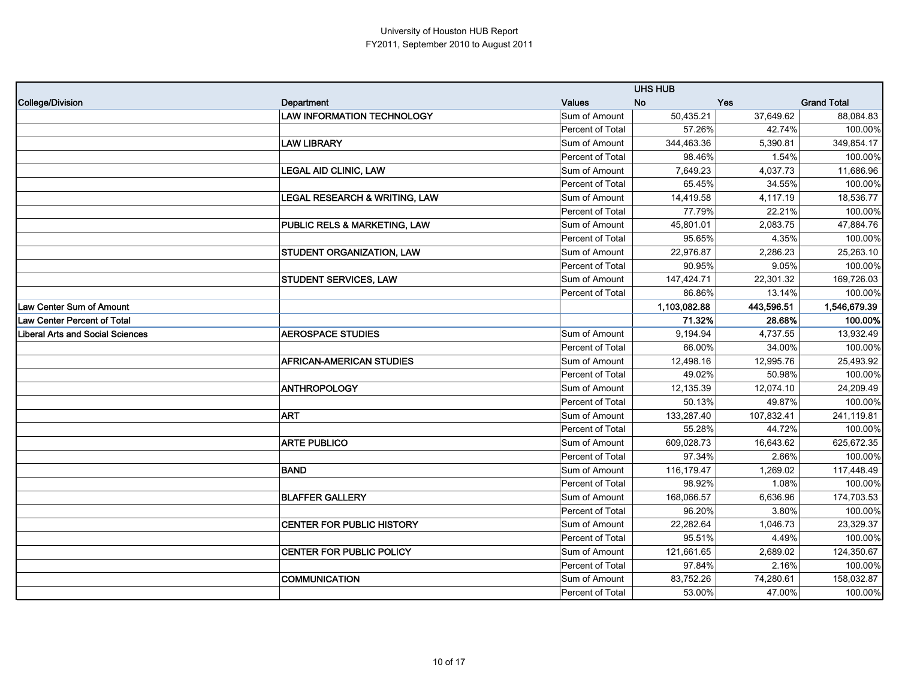University of Houston HUB Report
FY2011, September 2010 to August 2011

| College/Division | Department | Values | UHS HUB No | Yes | Grand Total |
|---|---|---|---|---|---|
| | LAW INFORMATION TECHNOLOGY | Sum of Amount | 50,435.21 | 37,649.62 | 88,084.83 |
| | | Percent of Total | 57.26% | 42.74% | 100.00% |
| | LAW LIBRARY | Sum of Amount | 344,463.36 | 5,390.81 | 349,854.17 |
| | | Percent of Total | 98.46% | 1.54% | 100.00% |
| | LEGAL AID CLINIC, LAW | Sum of Amount | 7,649.23 | 4,037.73 | 11,686.96 |
| | | Percent of Total | 65.45% | 34.55% | 100.00% |
| | LEGAL RESEARCH & WRITING, LAW | Sum of Amount | 14,419.58 | 4,117.19 | 18,536.77 |
| | | Percent of Total | 77.79% | 22.21% | 100.00% |
| | PUBLIC RELS & MARKETING, LAW | Sum of Amount | 45,801.01 | 2,083.75 | 47,884.76 |
| | | Percent of Total | 95.65% | 4.35% | 100.00% |
| | STUDENT ORGANIZATION, LAW | Sum of Amount | 22,976.87 | 2,286.23 | 25,263.10 |
| | | Percent of Total | 90.95% | 9.05% | 100.00% |
| | STUDENT SERVICES, LAW | Sum of Amount | 147,424.71 | 22,301.32 | 169,726.03 |
| | | Percent of Total | 86.86% | 13.14% | 100.00% |
| **Law Center Sum of Amount** | | | **1,103,082.88** | **443,596.51** | **1,546,679.39** |
| **Law Center Percent of Total** | | | **71.32%** | **28.68%** | **100.00%** |
| Liberal Arts and Social Sciences | AEROSPACE STUDIES | Sum of Amount | 9,194.94 | 4,737.55 | 13,932.49 |
| | | Percent of Total | 66.00% | 34.00% | 100.00% |
| | AFRICAN-AMERICAN STUDIES | Sum of Amount | 12,498.16 | 12,995.76 | 25,493.92 |
| | | Percent of Total | 49.02% | 50.98% | 100.00% |
| | ANTHROPOLOGY | Sum of Amount | 12,135.39 | 12,074.10 | 24,209.49 |
| | | Percent of Total | 50.13% | 49.87% | 100.00% |
| | ART | Sum of Amount | 133,287.40 | 107,832.41 | 241,119.81 |
| | | Percent of Total | 55.28% | 44.72% | 100.00% |
| | ARTE PUBLICO | Sum of Amount | 609,028.73 | 16,643.62 | 625,672.35 |
| | | Percent of Total | 97.34% | 2.66% | 100.00% |
| | BAND | Sum of Amount | 116,179.47 | 1,269.02 | 117,448.49 |
| | | Percent of Total | 98.92% | 1.08% | 100.00% |
| | BLAFFER GALLERY | Sum of Amount | 168,066.57 | 6,636.96 | 174,703.53 |
| | | Percent of Total | 96.20% | 3.80% | 100.00% |
| | CENTER FOR PUBLIC HISTORY | Sum of Amount | 22,282.64 | 1,046.73 | 23,329.37 |
| | | Percent of Total | 95.51% | 4.49% | 100.00% |
| | CENTER FOR PUBLIC POLICY | Sum of Amount | 121,661.65 | 2,689.02 | 124,350.67 |
| | | Percent of Total | 97.84% | 2.16% | 100.00% |
| | COMMUNICATION | Sum of Amount | 83,752.26 | 74,280.61 | 158,032.87 |
| | | Percent of Total | 53.00% | 47.00% | 100.00% |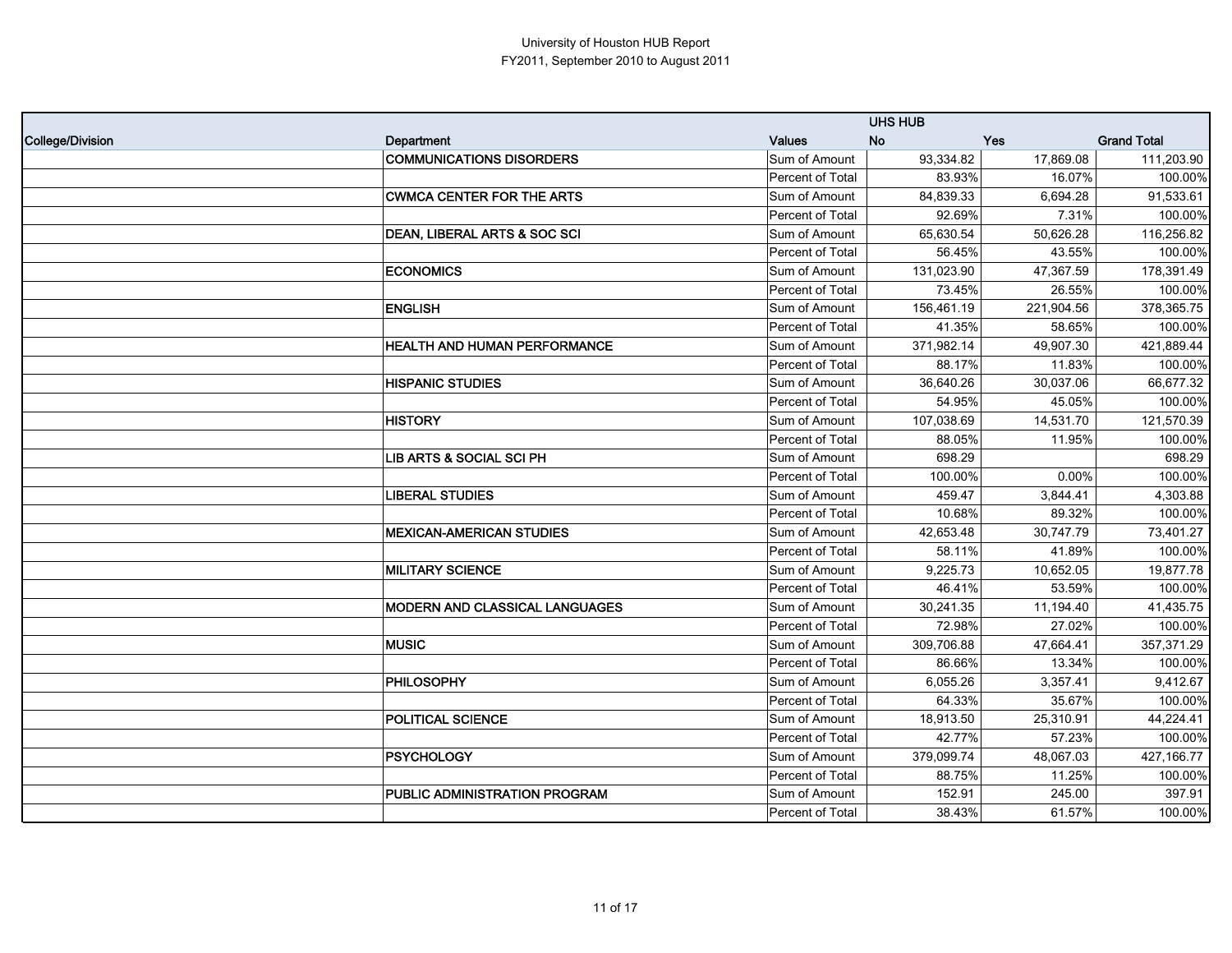University of Houston HUB Report
FY2011, September 2010 to August 2011

| | | | UHS HUB | | |
|---|---|---|---|---|---|
| College/Division | Department | Values | No | Yes | Grand Total |
| | COMMUNICATIONS DISORDERS | Sum of Amount | 93,334.82 | 17,869.08 | 111,203.90 |
| | | Percent of Total | 83.93% | 16.07% | 100.00% |
| | CWMCA CENTER FOR THE ARTS | Sum of Amount | 84,839.33 | 6,694.28 | 91,533.61 |
| | | Percent of Total | 92.69% | 7.31% | 100.00% |
| | DEAN, LIBERAL ARTS & SOC SCI | Sum of Amount | 65,630.54 | 50,626.28 | 116,256.82 |
| | | Percent of Total | 56.45% | 43.55% | 100.00% |
| | ECONOMICS | Sum of Amount | 131,023.90 | 47,367.59 | 178,391.49 |
| | | Percent of Total | 73.45% | 26.55% | 100.00% |
| | ENGLISH | Sum of Amount | 156,461.19 | 221,904.56 | 378,365.75 |
| | | Percent of Total | 41.35% | 58.65% | 100.00% |
| | HEALTH AND HUMAN PERFORMANCE | Sum of Amount | 371,982.14 | 49,907.30 | 421,889.44 |
| | | Percent of Total | 88.17% | 11.83% | 100.00% |
| | HISPANIC STUDIES | Sum of Amount | 36,640.26 | 30,037.06 | 66,677.32 |
| | | Percent of Total | 54.95% | 45.05% | 100.00% |
| | HISTORY | Sum of Amount | 107,038.69 | 14,531.70 | 121,570.39 |
| | | Percent of Total | 88.05% | 11.95% | 100.00% |
| | LIB ARTS & SOCIAL SCI PH | Sum of Amount | 698.29 | | 698.29 |
| | | Percent of Total | 100.00% | 0.00% | 100.00% |
| | LIBERAL STUDIES | Sum of Amount | 459.47 | 3,844.41 | 4,303.88 |
| | | Percent of Total | 10.68% | 89.32% | 100.00% |
| | MEXICAN-AMERICAN STUDIES | Sum of Amount | 42,653.48 | 30,747.79 | 73,401.27 |
| | | Percent of Total | 58.11% | 41.89% | 100.00% |
| | MILITARY SCIENCE | Sum of Amount | 9,225.73 | 10,652.05 | 19,877.78 |
| | | Percent of Total | 46.41% | 53.59% | 100.00% |
| | MODERN AND CLASSICAL LANGUAGES | Sum of Amount | 30,241.35 | 11,194.40 | 41,435.75 |
| | | Percent of Total | 72.98% | 27.02% | 100.00% |
| | MUSIC | Sum of Amount | 309,706.88 | 47,664.41 | 357,371.29 |
| | | Percent of Total | 86.66% | 13.34% | 100.00% |
| | PHILOSOPHY | Sum of Amount | 6,055.26 | 3,357.41 | 9,412.67 |
| | | Percent of Total | 64.33% | 35.67% | 100.00% |
| | POLITICAL SCIENCE | Sum of Amount | 18,913.50 | 25,310.91 | 44,224.41 |
| | | Percent of Total | 42.77% | 57.23% | 100.00% |
| | PSYCHOLOGY | Sum of Amount | 379,099.74 | 48,067.03 | 427,166.77 |
| | | Percent of Total | 88.75% | 11.25% | 100.00% |
| | PUBLIC ADMINISTRATION PROGRAM | Sum of Amount | 152.91 | 245.00 | 397.91 |
| | | Percent of Total | 38.43% | 61.57% | 100.00% |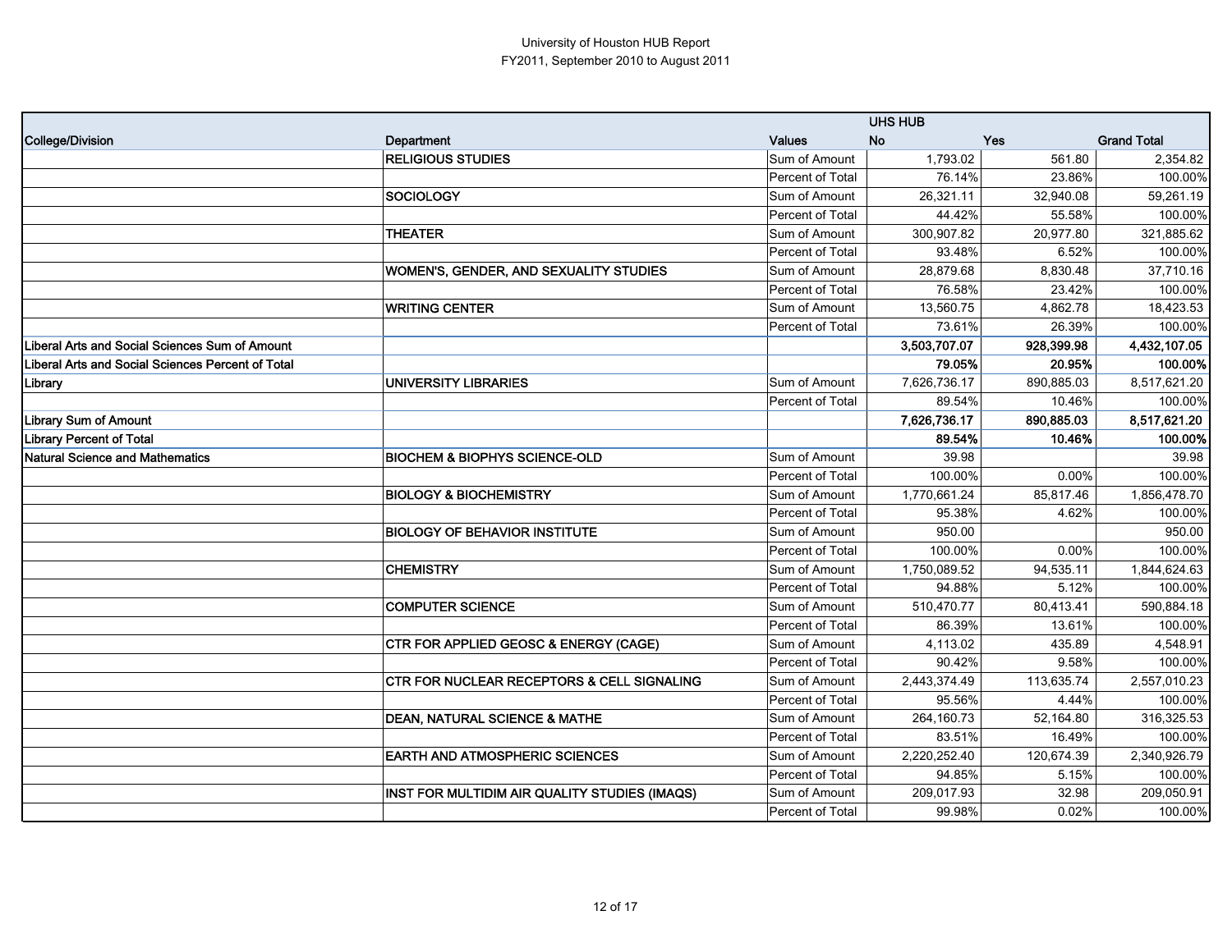University of Houston HUB Report
FY2011, September 2010 to August 2011

| | | | UHS HUB | | |
|---|---|---|---|---|---|
| **College/Division** | **Department** | **Values** | **No** | **Yes** | **Grand Total** |
| | **RELIGIOUS STUDIES** | Sum of Amount | 1,793.02 | 561.80 | 2,354.82 |
| | | Percent of Total | 76.14% | 23.86% | 100.00% |
| | **SOCIOLOGY** | Sum of Amount | 26,321.11 | 32,940.08 | 59,261.19 |
| | | Percent of Total | 44.42% | 55.58% | 100.00% |
| | **THEATER** | Sum of Amount | 300,907.82 | 20,977.80 | 321,885.62 |
| | | Percent of Total | 93.48% | 6.52% | 100.00% |
| | **WOMEN'S, GENDER, AND SEXUALITY STUDIES** | Sum of Amount | 28,879.68 | 8,830.48 | 37,710.16 |
| | | Percent of Total | 76.58% | 23.42% | 100.00% |
| | **WRITING CENTER** | Sum of Amount | 13,560.75 | 4,862.78 | 18,423.53 |
| | | Percent of Total | 73.61% | 26.39% | 100.00% |
| **Liberal Arts and Social Sciences Sum of Amount** | | | **3,503,707.07** | **928,399.98** | **4,432,107.05** |
| **Liberal Arts and Social Sciences Percent of Total** | | | **79.05%** | **20.95%** | **100.00%** |
| **Library** | **UNIVERSITY LIBRARIES** | Sum of Amount | 7,626,736.17 | 890,885.03 | 8,517,621.20 |
| | | Percent of Total | 89.54% | 10.46% | 100.00% |
| **Library Sum of Amount** | | | **7,626,736.17** | **890,885.03** | **8,517,621.20** |
| **Library Percent of Total** | | | **89.54%** | **10.46%** | **100.00%** |
| **Natural Science and Mathematics** | **BIOCHEM & BIOPHYS SCIENCE-OLD** | Sum of Amount | 39.98 | | 39.98 |
| | | Percent of Total | 100.00% | 0.00% | 100.00% |
| | **BIOLOGY & BIOCHEMISTRY** | Sum of Amount | 1,770,661.24 | 85,817.46 | 1,856,478.70 |
| | | Percent of Total | 95.38% | 4.62% | 100.00% |
| | **BIOLOGY OF BEHAVIOR INSTITUTE** | Sum of Amount | 950.00 | | 950.00 |
| | | Percent of Total | 100.00% | 0.00% | 100.00% |
| | **CHEMISTRY** | Sum of Amount | 1,750,089.52 | 94,535.11 | 1,844,624.63 |
| | | Percent of Total | 94.88% | 5.12% | 100.00% |
| | **COMPUTER SCIENCE** | Sum of Amount | 510,470.77 | 80,413.41 | 590,884.18 |
| | | Percent of Total | 86.39% | 13.61% | 100.00% |
| | **CTR FOR APPLIED GEOSC & ENERGY (CAGE)** | Sum of Amount | 4,113.02 | 435.89 | 4,548.91 |
| | | Percent of Total | 90.42% | 9.58% | 100.00% |
| | **CTR FOR NUCLEAR RECEPTORS & CELL SIGNALING** | Sum of Amount | 2,443,374.49 | 113,635.74 | 2,557,010.23 |
| | | Percent of Total | 95.56% | 4.44% | 100.00% |
| | **DEAN, NATURAL SCIENCE & MATHE** | Sum of Amount | 264,160.73 | 52,164.80 | 316,325.53 |
| | | Percent of Total | 83.51% | 16.49% | 100.00% |
| | **EARTH AND ATMOSPHERIC SCIENCES** | Sum of Amount | 2,220,252.40 | 120,674.39 | 2,340,926.79 |
| | | Percent of Total | 94.85% | 5.15% | 100.00% |
| | **INST FOR MULTIDIM AIR QUALITY STUDIES (IMAQS)** | Sum of Amount | 209,017.93 | 32.98 | 209,050.91 |
| | | Percent of Total | 99.98% | 0.02% | 100.00% |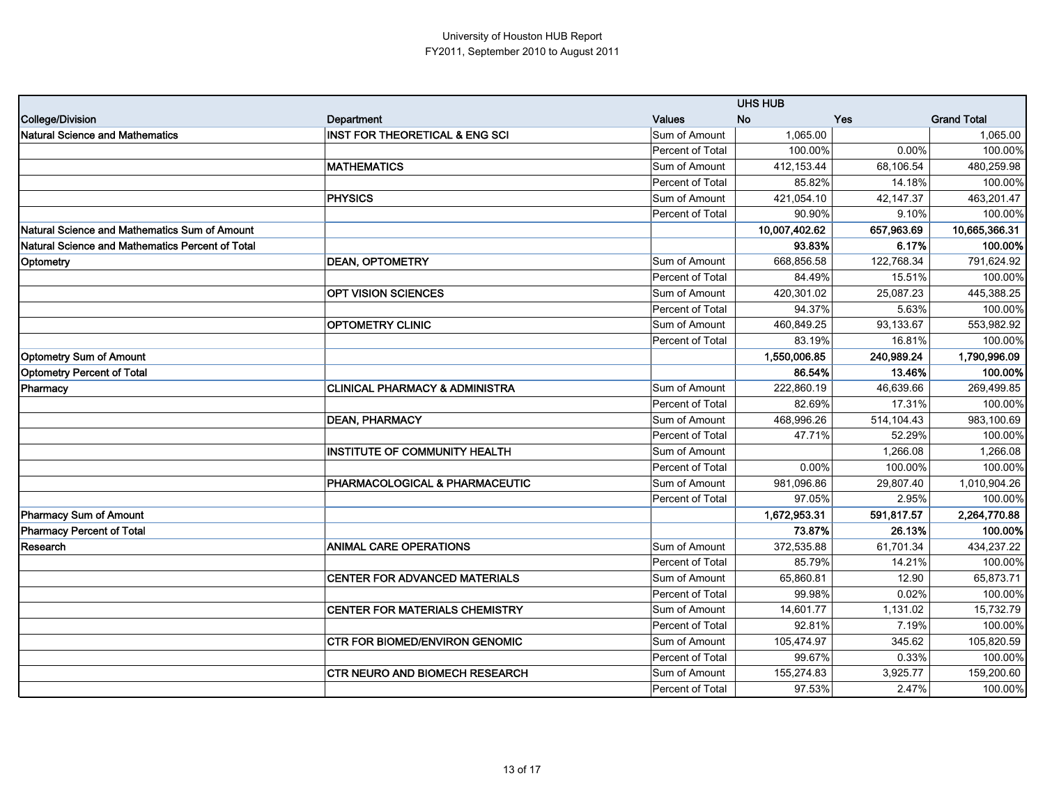University of Houston HUB Report
FY2011, September 2010 to August 2011

| | | | UHS HUB | | |
|---|---|---|---|---|---|
| **College/Division** | **Department** | **Values** | **No** | **Yes** | **Grand Total** |
| **Natural Science and Mathematics** | **INST FOR THEORETICAL & ENG SCI** | Sum of Amount | 1,065.00 | | 1,065.00 |
| | | Percent of Total | 100.00% | 0.00% | 100.00% |
| | **MATHEMATICS** | Sum of Amount | 412,153.44 | 68,106.54 | 480,259.98 |
| | | Percent of Total | 85.82% | 14.18% | 100.00% |
| | **PHYSICS** | Sum of Amount | 421,054.10 | 42,147.37 | 463,201.47 |
| | | Percent of Total | 90.90% | 9.10% | 100.00% |
| **Natural Science and Mathematics Sum of Amount** | | | **10,007,402.62** | **657,963.69** | **10,665,366.31** |
| **Natural Science and Mathematics Percent of Total** | | | **93.83%** | **6.17%** | **100.00%** |
| **Optometry** | **DEAN, OPTOMETRY** | Sum of Amount | 668,856.58 | 122,768.34 | 791,624.92 |
| | | Percent of Total | 84.49% | 15.51% | 100.00% |
| | **OPT VISION SCIENCES** | Sum of Amount | 420,301.02 | 25,087.23 | 445,388.25 |
| | | Percent of Total | 94.37% | 5.63% | 100.00% |
| | **OPTOMETRY CLINIC** | Sum of Amount | 460,849.25 | 93,133.67 | 553,982.92 |
| | | Percent of Total | 83.19% | 16.81% | 100.00% |
| **Optometry Sum of Amount** | | | **1,550,006.85** | **240,989.24** | **1,790,996.09** |
| **Optometry Percent of Total** | | | **86.54%** | **13.46%** | **100.00%** |
| **Pharmacy** | **CLINICAL PHARMACY & ADMINISTRA** | Sum of Amount | 222,860.19 | 46,639.66 | 269,499.85 |
| | | Percent of Total | 82.69% | 17.31% | 100.00% |
| | **DEAN, PHARMACY** | Sum of Amount | 468,996.26 | 514,104.43 | 983,100.69 |
| | | Percent of Total | 47.71% | 52.29% | 100.00% |
| | **INSTITUTE OF COMMUNITY HEALTH** | Sum of Amount | | 1,266.08 | 1,266.08 |
| | | Percent of Total | 0.00% | 100.00% | 100.00% |
| | **PHARMACOLOGICAL & PHARMACEUTIC** | Sum of Amount | 981,096.86 | 29,807.40 | 1,010,904.26 |
| | | Percent of Total | 97.05% | 2.95% | 100.00% |
| **Pharmacy Sum of Amount** | | | **1,672,953.31** | **591,817.57** | **2,264,770.88** |
| **Pharmacy Percent of Total** | | | **73.87%** | **26.13%** | **100.00%** |
| **Research** | **ANIMAL CARE OPERATIONS** | Sum of Amount | 372,535.88 | 61,701.34 | 434,237.22 |
| | | Percent of Total | 85.79% | 14.21% | 100.00% |
| | **CENTER FOR ADVANCED MATERIALS** | Sum of Amount | 65,860.81 | 12.90 | 65,873.71 |
| | | Percent of Total | 99.98% | 0.02% | 100.00% |
| | **CENTER FOR MATERIALS CHEMISTRY** | Sum of Amount | 14,601.77 | 1,131.02 | 15,732.79 |
| | | Percent of Total | 92.81% | 7.19% | 100.00% |
| | **CTR FOR BIOMED/ENVIRON GENOMIC** | Sum of Amount | 105,474.97 | 345.62 | 105,820.59 |
| | | Percent of Total | 99.67% | 0.33% | 100.00% |
| | **CTR NEURO AND BIOMECH RESEARCH** | Sum of Amount | 155,274.83 | 3,925.77 | 159,200.60 |
| | | Percent of Total | 97.53% | 2.47% | 100.00% |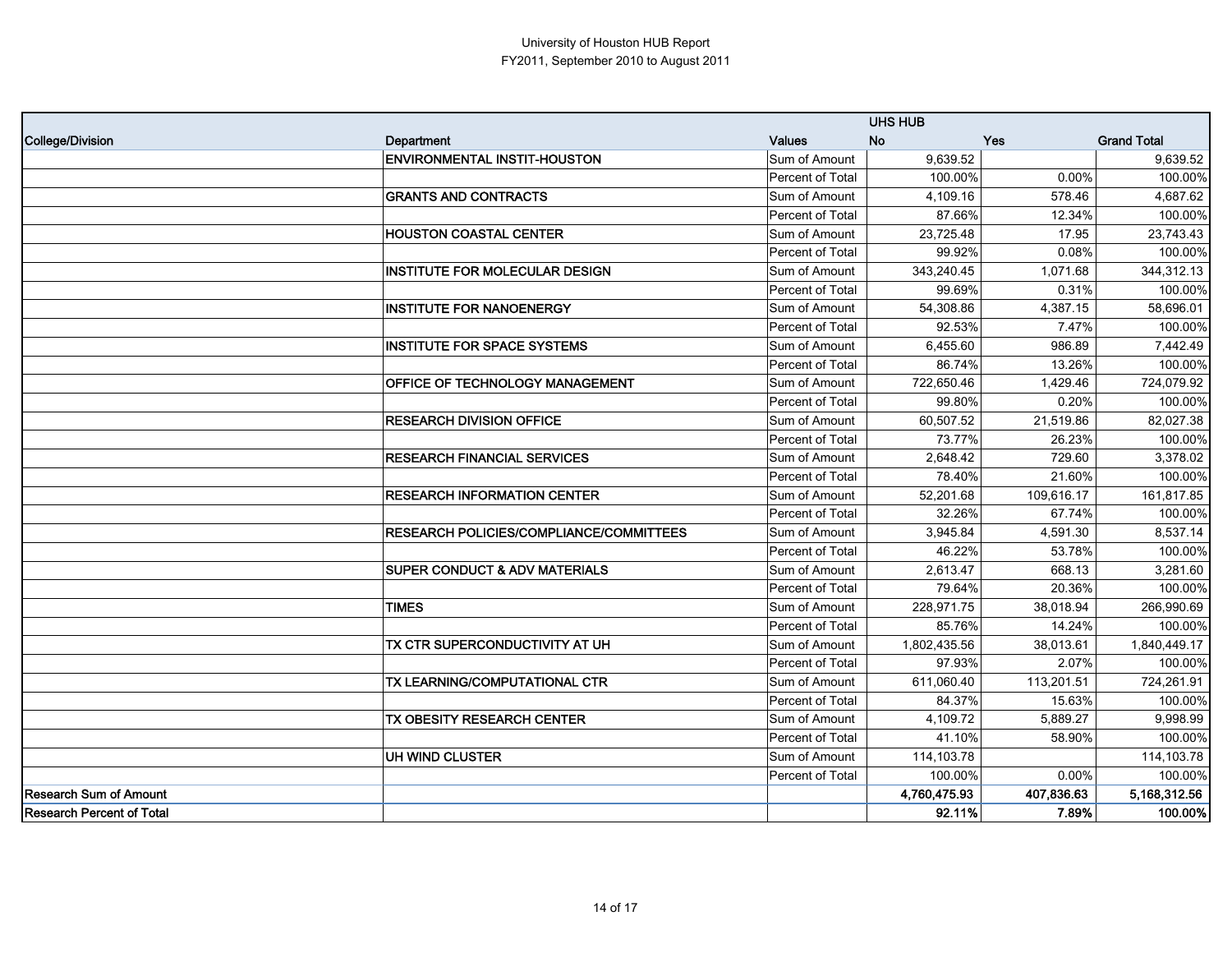University of Houston HUB Report
FY2011, September 2010 to August 2011

| | | | UHS HUB | | |
|---|---|---|---|---|---|
| **College/Division** | **Department** | **Values** | **No** | **Yes** | **Grand Total** |
| | **ENVIRONMENTAL INSTIT-HOUSTON** | Sum of Amount | 9,639.52 | | 9,639.52 |
| | | Percent of Total | 100.00% | 0.00% | 100.00% |
| | **GRANTS AND CONTRACTS** | Sum of Amount | 4,109.16 | 578.46 | 4,687.62 |
| | | Percent of Total | 87.66% | 12.34% | 100.00% |
| | **HOUSTON COASTAL CENTER** | Sum of Amount | 23,725.48 | 17.95 | 23,743.43 |
| | | Percent of Total | 99.92% | 0.08% | 100.00% |
| | **INSTITUTE FOR MOLECULAR DESIGN** | Sum of Amount | 343,240.45 | 1,071.68 | 344,312.13 |
| | | Percent of Total | 99.69% | 0.31% | 100.00% |
| | **INSTITUTE FOR NANOENERGY** | Sum of Amount | 54,308.86 | 4,387.15 | 58,696.01 |
| | | Percent of Total | 92.53% | 7.47% | 100.00% |
| | **INSTITUTE FOR SPACE SYSTEMS** | Sum of Amount | 6,455.60 | 986.89 | 7,442.49 |
| | | Percent of Total | 86.74% | 13.26% | 100.00% |
| | **OFFICE OF TECHNOLOGY MANAGEMENT** | Sum of Amount | 722,650.46 | 1,429.46 | 724,079.92 |
| | | Percent of Total | 99.80% | 0.20% | 100.00% |
| | **RESEARCH DIVISION OFFICE** | Sum of Amount | 60,507.52 | 21,519.86 | 82,027.38 |
| | | Percent of Total | 73.77% | 26.23% | 100.00% |
| | **RESEARCH FINANCIAL SERVICES** | Sum of Amount | 2,648.42 | 729.60 | 3,378.02 |
| | | Percent of Total | 78.40% | 21.60% | 100.00% |
| | **RESEARCH INFORMATION CENTER** | Sum of Amount | 52,201.68 | 109,616.17 | 161,817.85 |
| | | Percent of Total | 32.26% | 67.74% | 100.00% |
| | **RESEARCH POLICIES/COMPLIANCE/COMMITTEES** | Sum of Amount | 3,945.84 | 4,591.30 | 8,537.14 |
| | | Percent of Total | 46.22% | 53.78% | 100.00% |
| | **SUPER CONDUCT & ADV MATERIALS** | Sum of Amount | 2,613.47 | 668.13 | 3,281.60 |
| | | Percent of Total | 79.64% | 20.36% | 100.00% |
| | **TIMES** | Sum of Amount | 228,971.75 | 38,018.94 | 266,990.69 |
| | | Percent of Total | 85.76% | 14.24% | 100.00% |
| | **TX CTR SUPERCONDUCTIVITY AT UH** | Sum of Amount | 1,802,435.56 | 38,013.61 | 1,840,449.17 |
| | | Percent of Total | 97.93% | 2.07% | 100.00% |
| | **TX LEARNING/COMPUTATIONAL CTR** | Sum of Amount | 611,060.40 | 113,201.51 | 724,261.91 |
| | | Percent of Total | 84.37% | 15.63% | 100.00% |
| | **TX OBESITY RESEARCH CENTER** | Sum of Amount | 4,109.72 | 5,889.27 | 9,998.99 |
| | | Percent of Total | 41.10% | 58.90% | 100.00% |
| | **UH WIND CLUSTER** | Sum of Amount | 114,103.78 | | 114,103.78 |
| | | Percent of Total | 100.00% | 0.00% | 100.00% |
| **Research Sum of Amount** | | | **4,760,475.93** | **407,836.63** | **5,168,312.56** |
| **Research Percent of Total** | | | **92.11%** | **7.89%** | **100.00%** |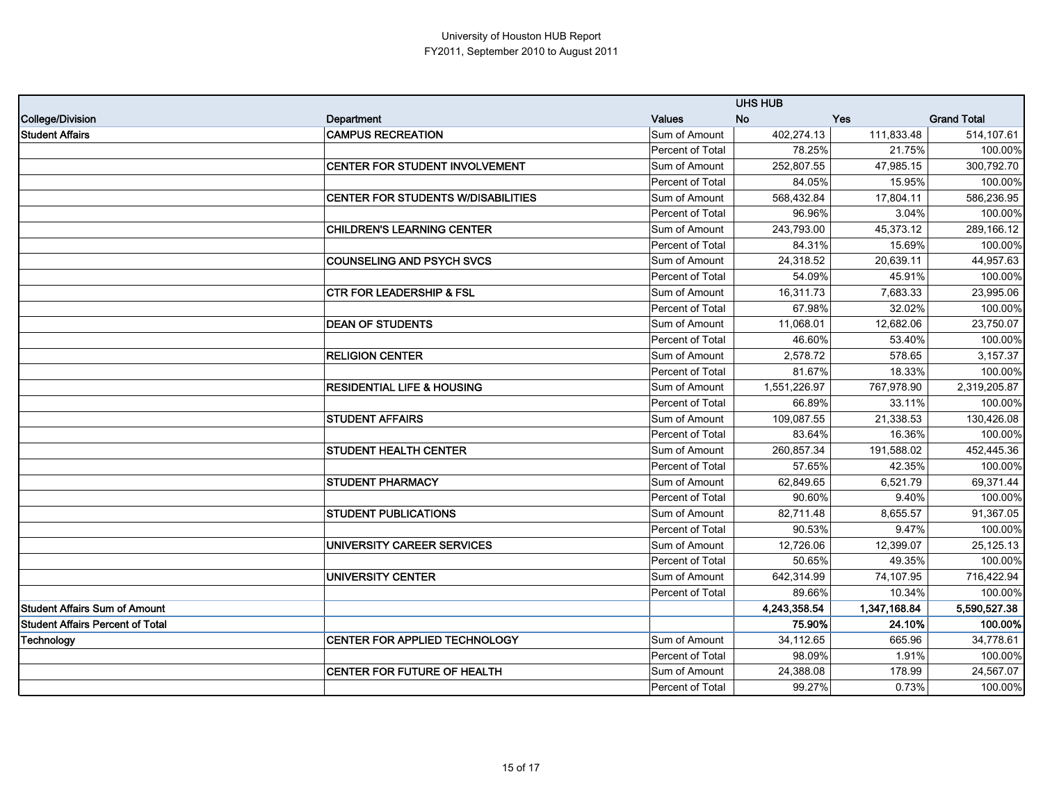University of Houston HUB Report
FY2011, September 2010 to August 2011

| | | | UHS HUB | | |
|---|---|---|---|---|---|
| **College/Division** | **Department** | **Values** | **No** | **Yes** | **Grand Total** |
| **Student Affairs** | **CAMPUS RECREATION** | Sum of Amount | 402,274.13 | 111,833.48 | 514,107.61 |
| | | Percent of Total | 78.25% | 21.75% | 100.00% |
| | **CENTER FOR STUDENT INVOLVEMENT** | Sum of Amount | 252,807.55 | 47,985.15 | 300,792.70 |
| | | Percent of Total | 84.05% | 15.95% | 100.00% |
| | **CENTER FOR STUDENTS W/DISABILITIES** | Sum of Amount | 568,432.84 | 17,804.11 | 586,236.95 |
| | | Percent of Total | 96.96% | 3.04% | 100.00% |
| | **CHILDREN'S LEARNING CENTER** | Sum of Amount | 243,793.00 | 45,373.12 | 289,166.12 |
| | | Percent of Total | 84.31% | 15.69% | 100.00% |
| | **COUNSELING AND PSYCH SVCS** | Sum of Amount | 24,318.52 | 20,639.11 | 44,957.63 |
| | | Percent of Total | 54.09% | 45.91% | 100.00% |
| | **CTR FOR LEADERSHIP & FSL** | Sum of Amount | 16,311.73 | 7,683.33 | 23,995.06 |
| | | Percent of Total | 67.98% | 32.02% | 100.00% |
| | **DEAN OF STUDENTS** | Sum of Amount | 11,068.01 | 12,682.06 | 23,750.07 |
| | | Percent of Total | 46.60% | 53.40% | 100.00% |
| | **RELIGION CENTER** | Sum of Amount | 2,578.72 | 578.65 | 3,157.37 |
| | | Percent of Total | 81.67% | 18.33% | 100.00% |
| | **RESIDENTIAL LIFE & HOUSING** | Sum of Amount | 1,551,226.97 | 767,978.90 | 2,319,205.87 |
| | | Percent of Total | 66.89% | 33.11% | 100.00% |
| | **STUDENT AFFAIRS** | Sum of Amount | 109,087.55 | 21,338.53 | 130,426.08 |
| | | Percent of Total | 83.64% | 16.36% | 100.00% |
| | **STUDENT HEALTH CENTER** | Sum of Amount | 260,857.34 | 191,588.02 | 452,445.36 |
| | | Percent of Total | 57.65% | 42.35% | 100.00% |
| | **STUDENT PHARMACY** | Sum of Amount | 62,849.65 | 6,521.79 | 69,371.44 |
| | | Percent of Total | 90.60% | 9.40% | 100.00% |
| | **STUDENT PUBLICATIONS** | Sum of Amount | 82,711.48 | 8,655.57 | 91,367.05 |
| | | Percent of Total | 90.53% | 9.47% | 100.00% |
| | **UNIVERSITY CAREER SERVICES** | Sum of Amount | 12,726.06 | 12,399.07 | 25,125.13 |
| | | Percent of Total | 50.65% | 49.35% | 100.00% |
| | **UNIVERSITY CENTER** | Sum of Amount | 642,314.99 | 74,107.95 | 716,422.94 |
| | | Percent of Total | 89.66% | 10.34% | 100.00% |
| **Student Affairs Sum of Amount** | | | **4,243,358.54** | **1,347,168.84** | **5,590,527.38** |
| **Student Affairs Percent of Total** | | | **75.90%** | **24.10%** | **100.00%** |
| **Technology** | **CENTER FOR APPLIED TECHNOLOGY** | Sum of Amount | 34,112.65 | 665.96 | 34,778.61 |
| | | Percent of Total | 98.09% | 1.91% | 100.00% |
| | **CENTER FOR FUTURE OF HEALTH** | Sum of Amount | 24,388.08 | 178.99 | 24,567.07 |
| | | Percent of Total | 99.27% | 0.73% | 100.00% |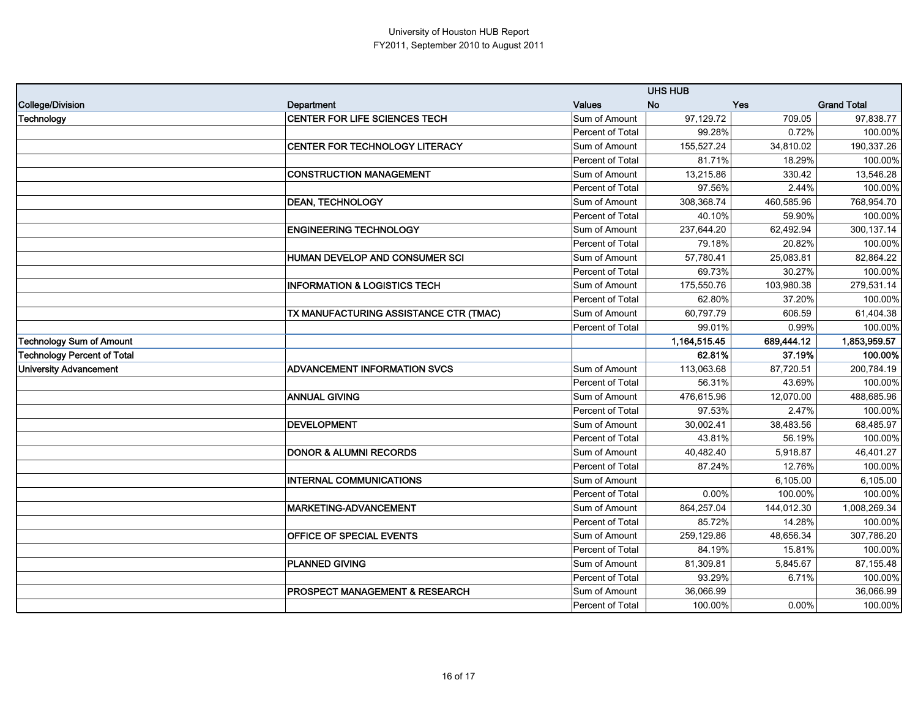University of Houston HUB Report
FY2011, September 2010 to August 2011

| | | | UHS HUB | | |
|---|---|---|---|---|---|
| College/Division | Department | Values | No | Yes | Grand Total |
| Technology | CENTER FOR LIFE SCIENCES TECH | Sum of Amount | 97,129.72 | 709.05 | 97,838.77 |
| | | Percent of Total | 99.28% | 0.72% | 100.00% |
| | CENTER FOR TECHNOLOGY LITERACY | Sum of Amount | 155,527.24 | 34,810.02 | 190,337.26 |
| | | Percent of Total | 81.71% | 18.29% | 100.00% |
| | CONSTRUCTION MANAGEMENT | Sum of Amount | 13,215.86 | 330.42 | 13,546.28 |
| | | Percent of Total | 97.56% | 2.44% | 100.00% |
| | DEAN, TECHNOLOGY | Sum of Amount | 308,368.74 | 460,585.96 | 768,954.70 |
| | | Percent of Total | 40.10% | 59.90% | 100.00% |
| | ENGINEERING TECHNOLOGY | Sum of Amount | 237,644.20 | 62,492.94 | 300,137.14 |
| | | Percent of Total | 79.18% | 20.82% | 100.00% |
| | HUMAN DEVELOP AND CONSUMER SCI | Sum of Amount | 57,780.41 | 25,083.81 | 82,864.22 |
| | | Percent of Total | 69.73% | 30.27% | 100.00% |
| | INFORMATION & LOGISTICS TECH | Sum of Amount | 175,550.76 | 103,980.38 | 279,531.14 |
| | | Percent of Total | 62.80% | 37.20% | 100.00% |
| | TX MANUFACTURING ASSISTANCE CTR (TMAC) | Sum of Amount | 60,797.79 | 606.59 | 61,404.38 |
| | | Percent of Total | 99.01% | 0.99% | 100.00% |
| **Technology Sum of Amount** | | | **1,164,515.45** | **689,444.12** | **1,853,959.57** |
| **Technology Percent of Total** | | | **62.81%** | **37.19%** | **100.00%** |
| University Advancement | ADVANCEMENT INFORMATION SVCS | Sum of Amount | 113,063.68 | 87,720.51 | 200,784.19 |
| | | Percent of Total | 56.31% | 43.69% | 100.00% |
| | ANNUAL GIVING | Sum of Amount | 476,615.96 | 12,070.00 | 488,685.96 |
| | | Percent of Total | 97.53% | 2.47% | 100.00% |
| | DEVELOPMENT | Sum of Amount | 30,002.41 | 38,483.56 | 68,485.97 |
| | | Percent of Total | 43.81% | 56.19% | 100.00% |
| | DONOR & ALUMNI RECORDS | Sum of Amount | 40,482.40 | 5,918.87 | 46,401.27 |
| | | Percent of Total | 87.24% | 12.76% | 100.00% |
| | INTERNAL COMMUNICATIONS | Sum of Amount | | 6,105.00 | 6,105.00 |
| | | Percent of Total | 0.00% | 100.00% | 100.00% |
| | MARKETING-ADVANCEMENT | Sum of Amount | 864,257.04 | 144,012.30 | 1,008,269.34 |
| | | Percent of Total | 85.72% | 14.28% | 100.00% |
| | OFFICE OF SPECIAL EVENTS | Sum of Amount | 259,129.86 | 48,656.34 | 307,786.20 |
| | | Percent of Total | 84.19% | 15.81% | 100.00% |
| | PLANNED GIVING | Sum of Amount | 81,309.81 | 5,845.67 | 87,155.48 |
| | | Percent of Total | 93.29% | 6.71% | 100.00% |
| | PROSPECT MANAGEMENT & RESEARCH | Sum of Amount | 36,066.99 | | 36,066.99 |
| | | Percent of Total | 100.00% | 0.00% | 100.00% |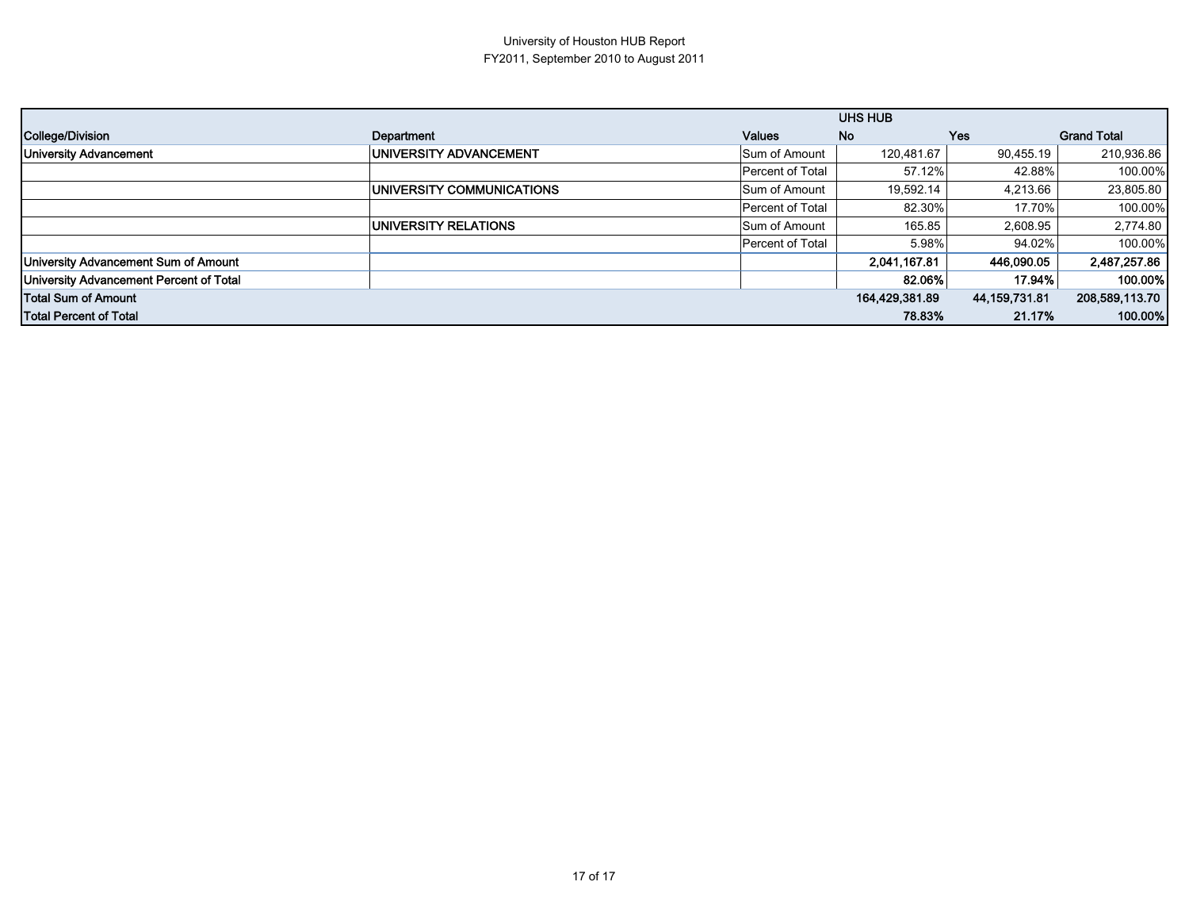University of Houston HUB Report
FY2011, September 2010 to August 2011

| | | | UHS HUB | | |
|---|---|---|---|---|---|
| College/Division | Department | Values | No | Yes | Grand Total |
| University Advancement | UNIVERSITY ADVANCEMENT | Sum of Amount | 120,481.67 | 90,455.19 | 210,936.86 |
| | | Percent of Total | 57.12% | 42.88% | 100.00% |
| | UNIVERSITY COMMUNICATIONS | Sum of Amount | 19,592.14 | 4,213.66 | 23,805.80 |
| | | Percent of Total | 82.30% | 17.70% | 100.00% |
| | UNIVERSITY RELATIONS | Sum of Amount | 165.85 | 2,608.95 | 2,774.80 |
| | | Percent of Total | 5.98% | 94.02% | 100.00% |
| **University Advancement Sum of Amount** | | | **2,041,167.81** | **446,090.05** | **2,487,257.86** |
| **University Advancement Percent of Total** | | | **82.06%** | **17.94%** | **100.00%** |
| **Total Sum of Amount** | | | **164,429,381.89** | **44,159,731.81** | **208,589,113.70** |
| **Total Percent of Total** | | | **78.83%** | **21.17%** | **100.00%** |